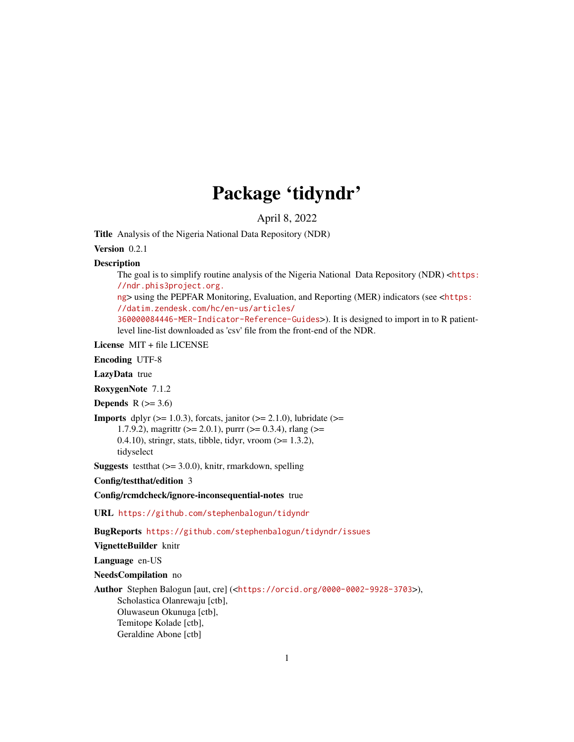# Package 'tidyndr'

April 8, 2022

**Title** Analysis of the Nigeria National Data Repository (NDR)

**Version** 0.2.1

**Description**
The goal is to simplify routine analysis of the Nigeria National Data Repository (NDR) <https://ndr.phis3project.org.ng> using the PEPFAR Monitoring, Evaluation, and Reporting (MER) indicators (see <https://datim.zendesk.com/hc/en-us/articles/360000084446-MER-Indicator-Reference-Guides>). It is designed to import in to R patient-level line-list downloaded as 'csv' file from the front-end of the NDR.

**License** MIT + file LICENSE

**Encoding** UTF-8

**LazyData** true

**RoxygenNote** 7.1.2

**Depends** R (>= 3.6)

**Imports** dplyr (>= 1.0.3), forcats, janitor (>= 2.1.0), lubridate (>= 1.7.9.2), magrittr (>= 2.0.1), purrr (>= 0.3.4), rlang (>= 0.4.10), stringr, stats, tibble, tidyr, vroom (>= 1.3.2), tidyselect

**Suggests** testthat (>= 3.0.0), knitr, rmarkdown, spelling

**Config/testthat/edition** 3

**Config/rcmdcheck/ignore-inconsequential-notes** true

**URL** https://github.com/stephenbalogun/tidyndr

**BugReports** https://github.com/stephenbalogun/tidyndr/issues

**VignetteBuilder** knitr

**Language** en-US

**NeedsCompilation** no

**Author** Stephen Balogun [aut, cre] (<https://orcid.org/0000-0002-9928-3703>),
Scholastica Olanrewaju [ctb],
Oluwaseun Okunuga [ctb],
Temitope Kolade [ctb],
Geraldine Abone [ctb]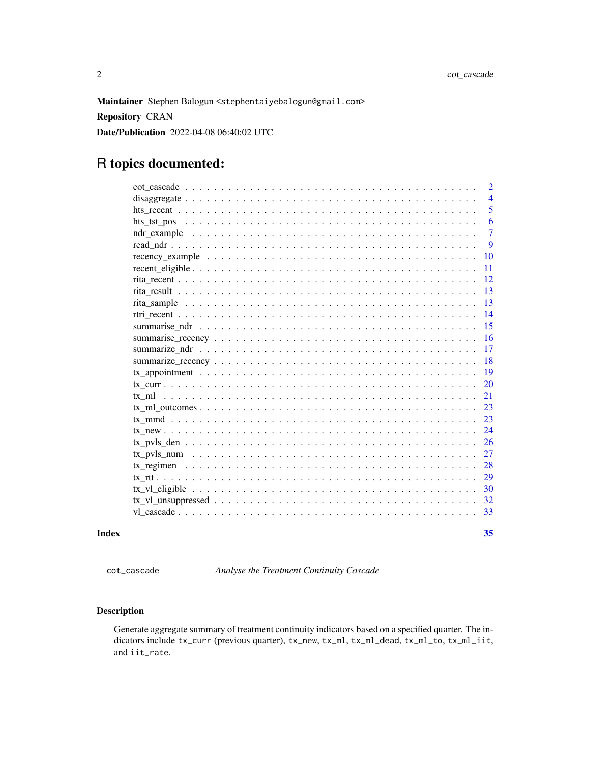**Maintainer** Stephen Balogun <stephentaiyebalogun@gmail.com>

**Repository** CRAN

**Date/Publication** 2022-04-08 06:40:02 UTC

# R topics documented:

- cot_cascade . . . . . . . . . . . . . . . . . . . . . . . . . . . . . . . . . . . . . . . 2
- disaggregate . . . . . . . . . . . . . . . . . . . . . . . . . . . . . . . . . . . . . . . 4
- hts_recent . . . . . . . . . . . . . . . . . . . . . . . . . . . . . . . . . . . . . . . . 5
- hts_tst_pos . . . . . . . . . . . . . . . . . . . . . . . . . . . . . . . . . . . . . . . 6
- ndr_example . . . . . . . . . . . . . . . . . . . . . . . . . . . . . . . . . . . . . . 7
- read_ndr . . . . . . . . . . . . . . . . . . . . . . . . . . . . . . . . . . . . . . . . . 9
- recency_example . . . . . . . . . . . . . . . . . . . . . . . . . . . . . . . . . . . . 10
- recent_eligible . . . . . . . . . . . . . . . . . . . . . . . . . . . . . . . . . . . . . 11
- rita_recent . . . . . . . . . . . . . . . . . . . . . . . . . . . . . . . . . . . . . . . 12
- rita_result . . . . . . . . . . . . . . . . . . . . . . . . . . . . . . . . . . . . . . . 13
- rita_sample . . . . . . . . . . . . . . . . . . . . . . . . . . . . . . . . . . . . . . . 13
- rtri_recent . . . . . . . . . . . . . . . . . . . . . . . . . . . . . . . . . . . . . . . 14
- summarise_ndr . . . . . . . . . . . . . . . . . . . . . . . . . . . . . . . . . . . . . 15
- summarise_recency . . . . . . . . . . . . . . . . . . . . . . . . . . . . . . . . . . . 16
- summarize_ndr . . . . . . . . . . . . . . . . . . . . . . . . . . . . . . . . . . . . . 17
- summarize_recency . . . . . . . . . . . . . . . . . . . . . . . . . . . . . . . . . . . 18
- tx_appointment . . . . . . . . . . . . . . . . . . . . . . . . . . . . . . . . . . . . . 19
- tx_curr . . . . . . . . . . . . . . . . . . . . . . . . . . . . . . . . . . . . . . . . . 20
- tx_ml . . . . . . . . . . . . . . . . . . . . . . . . . . . . . . . . . . . . . . . . . . 21
- tx_ml_outcomes . . . . . . . . . . . . . . . . . . . . . . . . . . . . . . . . . . . . . 23
- tx_mmd . . . . . . . . . . . . . . . . . . . . . . . . . . . . . . . . . . . . . . . . . 23
- tx_new . . . . . . . . . . . . . . . . . . . . . . . . . . . . . . . . . . . . . . . . . 24
- tx_pvls_den . . . . . . . . . . . . . . . . . . . . . . . . . . . . . . . . . . . . . . . 26
- tx_pvls_num . . . . . . . . . . . . . . . . . . . . . . . . . . . . . . . . . . . . . . . 27
- tx_regimen . . . . . . . . . . . . . . . . . . . . . . . . . . . . . . . . . . . . . . . 28
- tx_rtt . . . . . . . . . . . . . . . . . . . . . . . . . . . . . . . . . . . . . . . . . . 29
- tx_vl_eligible . . . . . . . . . . . . . . . . . . . . . . . . . . . . . . . . . . . . . . 30
- tx_vl_unsuppressed . . . . . . . . . . . . . . . . . . . . . . . . . . . . . . . . . . . 32
- vl_cascade . . . . . . . . . . . . . . . . . . . . . . . . . . . . . . . . . . . . . . . 33

**Index** **35**

---

`cot_cascade` *Analyse the Treatment Continuity Cascade*

---

### Description

Generate aggregate summary of treatment continuity indicators based on a specified quarter. The indicators include `tx_curr` (previous quarter), `tx_new`, `tx_ml`, `tx_ml_dead`, `tx_ml_to`, `tx_ml_iit`, and `iit_rate`.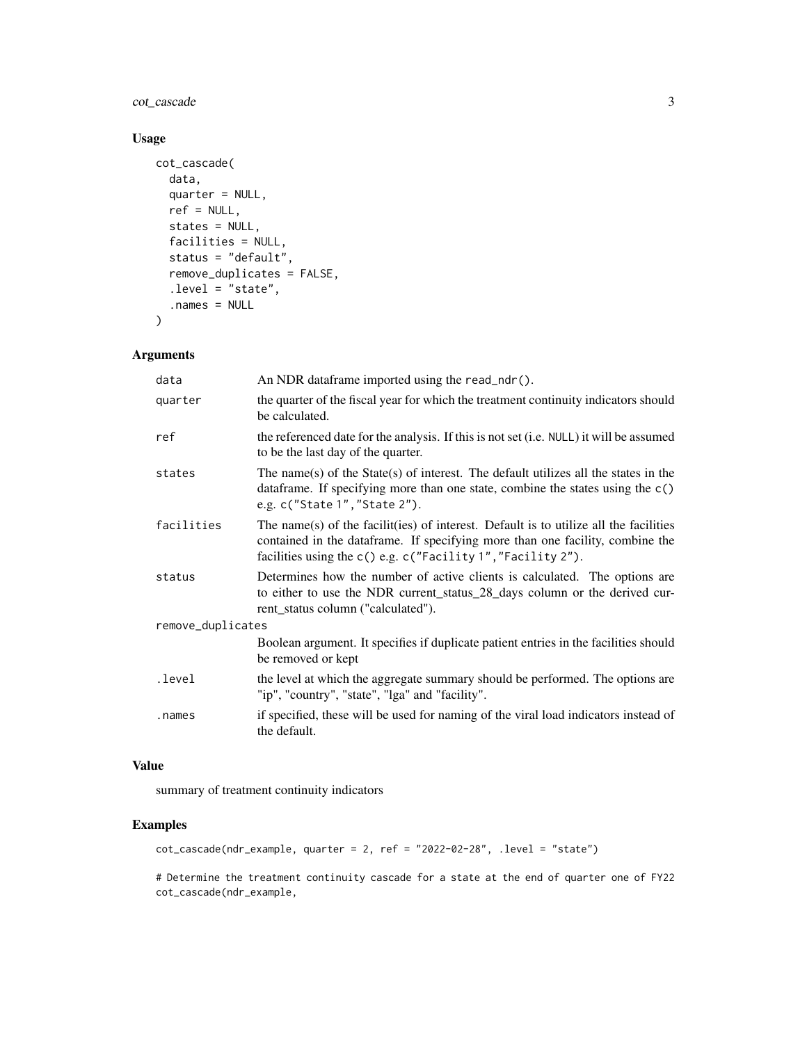### Usage

```
cot_cascade(
  data,
  quarter = NULL,
  ref = NULL,
  states = NULL,
  facilities = NULL,
  status = "default",
  remove_duplicates = FALSE,
  .level = "state",
  .names = NULL
)
```

### Arguments

| | |
|---|---|
| `data` | An NDR dataframe imported using the `read_ndr()`. |
| `quarter` | the quarter of the fiscal year for which the treatment continuity indicators should be calculated. |
| `ref` | the referenced date for the analysis. If this is not set (i.e. `NULL`) it will be assumed to be the last day of the quarter. |
| `states` | The name(s) of the State(s) of interest. The default utilizes all the states in the dataframe. If specifying more than one state, combine the states using the `c()` e.g. `c("State 1","State 2")`. |
| `facilities` | The name(s) of the facilit(ies) of interest. Default is to utilize all the facilities contained in the dataframe. If specifying more than one facility, combine the facilities using the `c()` e.g. `c("Facility 1","Facility 2")`. |
| `status` | Determines how the number of active clients is calculated. The options are to either to use the NDR current_status_28_days column or the derived current_status column ("calculated"). |
| `remove_duplicates` | Boolean argument. It specifies if duplicate patient entries in the facilities should be removed or kept |
| `.level` | the level at which the aggregate summary should be performed. The options are "ip", "country", "state", "lga" and "facility". |
| `.names` | if specified, these will be used for naming of the viral load indicators instead of the default. |

### Value

summary of treatment continuity indicators

### Examples

```
cot_cascade(ndr_example, quarter = 2, ref = "2022-02-28", .level = "state")

# Determine the treatment continuity cascade for a state at the end of quarter one of FY22
cot_cascade(ndr_example,
```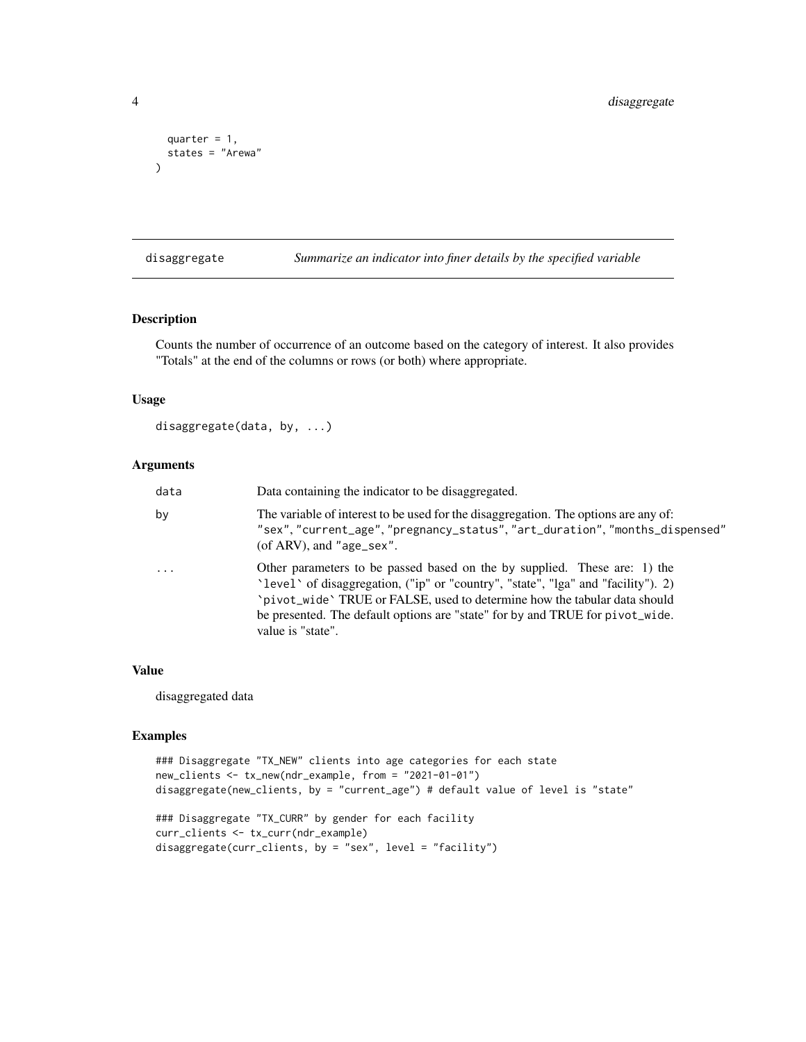```
  quarter = 1,
  states = "Arewa"
)
```

## disaggregate — *Summarize an indicator into finer details by the specified variable*

### Description

Counts the number of occurrence of an outcome based on the category of interest. It also provides "Totals" at the end of the columns or rows (or both) where appropriate.

### Usage

```
disaggregate(data, by, ...)
```

### Arguments

| | |
|---|---|
| `data` | Data containing the indicator to be disaggregated. |
| `by` | The variable of interest to be used for the disaggregation. The options are any of: `"sex"`, `"current_age"`, `"pregnancy_status"`, `"art_duration"`, `"months_dispensed"` (of ARV), and `"age_sex"`. |
| `...` | Other parameters to be passed based on the by supplied. These are: 1) the `level` of disaggregation, ("ip" or "country", "state", "lga" and "facility"). 2) `pivot_wide` TRUE or FALSE, used to determine how the tabular data should be presented. The default options are "state" for `by` and TRUE for `pivot_wide`. value is "state". |

### Value

disaggregated data

### Examples

```
### Disaggregate "TX_NEW" clients into age categories for each state
new_clients <- tx_new(ndr_example, from = "2021-01-01")
disaggregate(new_clients, by = "current_age") # default value of level is "state"

### Disaggregate "TX_CURR" by gender for each facility
curr_clients <- tx_curr(ndr_example)
disaggregate(curr_clients, by = "sex", level = "facility")
```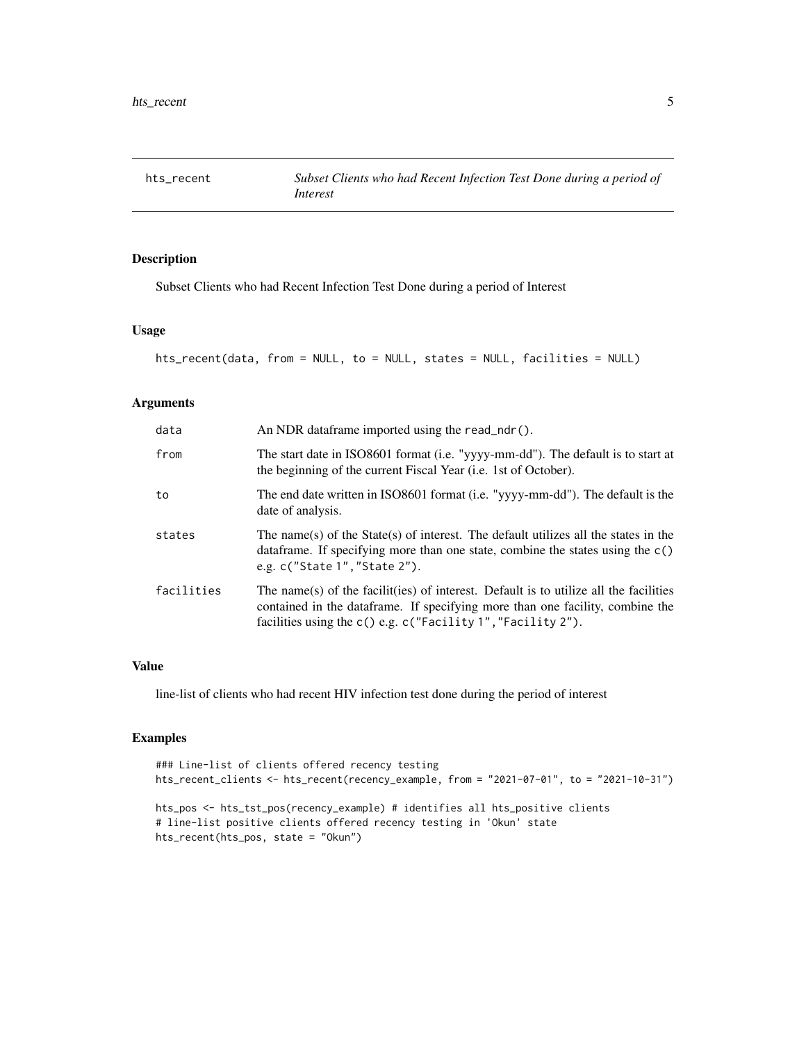## hts_recent — *Subset Clients who had Recent Infection Test Done during a period of Interest*

### Description

Subset Clients who had Recent Infection Test Done during a period of Interest

### Usage

```
hts_recent(data, from = NULL, to = NULL, states = NULL, facilities = NULL)
```

### Arguments

| | |
|---|---|
| data | An NDR dataframe imported using the `read_ndr()`. |
| from | The start date in ISO8601 format (i.e. "yyyy-mm-dd"). The default is to start at the beginning of the current Fiscal Year (i.e. 1st of October). |
| to | The end date written in ISO8601 format (i.e. "yyyy-mm-dd"). The default is the date of analysis. |
| states | The name(s) of the State(s) of interest. The default utilizes all the states in the dataframe. If specifying more than one state, combine the states using the `c()` e.g. `c("State 1","State 2")`. |
| facilities | The name(s) of the facilit(ies) of interest. Default is to utilize all the facilities contained in the dataframe. If specifying more than one facility, combine the facilities using the `c()` e.g. `c("Facility 1","Facility 2")`. |

### Value

line-list of clients who had recent HIV infection test done during the period of interest

### Examples

```
### Line-list of clients offered recency testing
hts_recent_clients <- hts_recent(recency_example, from = "2021-07-01", to = "2021-10-31")

hts_pos <- hts_tst_pos(recency_example) # identifies all hts_positive clients
# line-list positive clients offered recency testing in 'Okun' state
hts_recent(hts_pos, state = "Okun")
```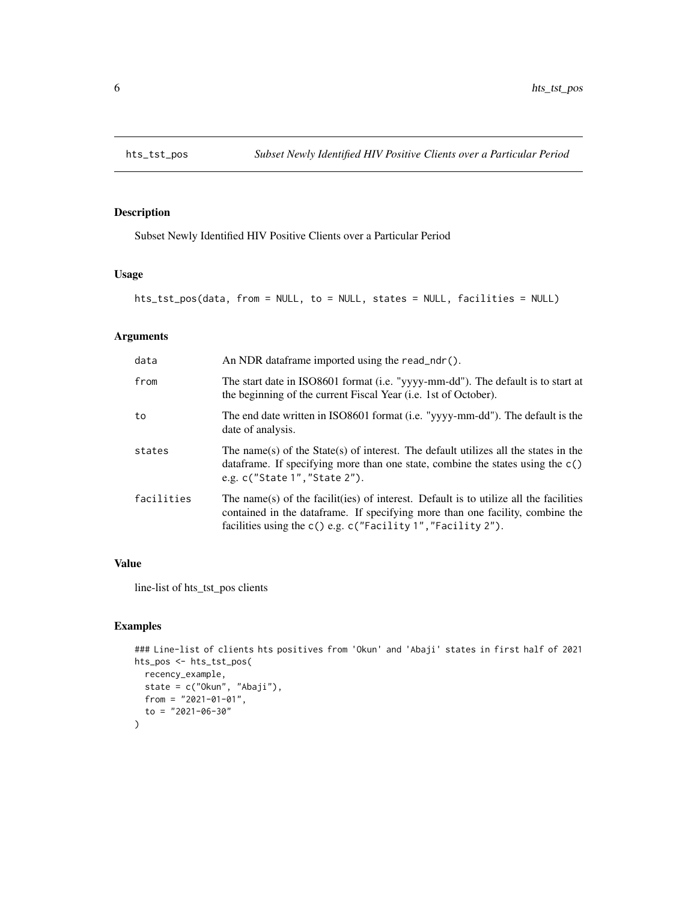# hts_tst_pos — *Subset Newly Identified HIV Positive Clients over a Particular Period*

## Description

Subset Newly Identified HIV Positive Clients over a Particular Period

## Usage

```
hts_tst_pos(data, from = NULL, to = NULL, states = NULL, facilities = NULL)
```

## Arguments

| | |
|---|---|
| `data` | An NDR dataframe imported using the `read_ndr()`. |
| `from` | The start date in ISO8601 format (i.e. "yyyy-mm-dd"). The default is to start at the beginning of the current Fiscal Year (i.e. 1st of October). |
| `to` | The end date written in ISO8601 format (i.e. "yyyy-mm-dd"). The default is the date of analysis. |
| `states` | The name(s) of the State(s) of interest. The default utilizes all the states in the dataframe. If specifying more than one state, combine the states using the `c()` e.g. `c("State 1","State 2")`. |
| `facilities` | The name(s) of the facilit(ies) of interest. Default is to utilize all the facilities contained in the dataframe. If specifying more than one facility, combine the facilities using the `c()` e.g. `c("Facility 1","Facility 2")`. |

## Value

line-list of hts_tst_pos clients

## Examples

```
### Line-list of clients hts positives from 'Okun' and 'Abaji' states in first half of 2021
hts_pos <- hts_tst_pos(
  recency_example,
  state = c("Okun", "Abaji"),
  from = "2021-01-01",
  to = "2021-06-30"
)
```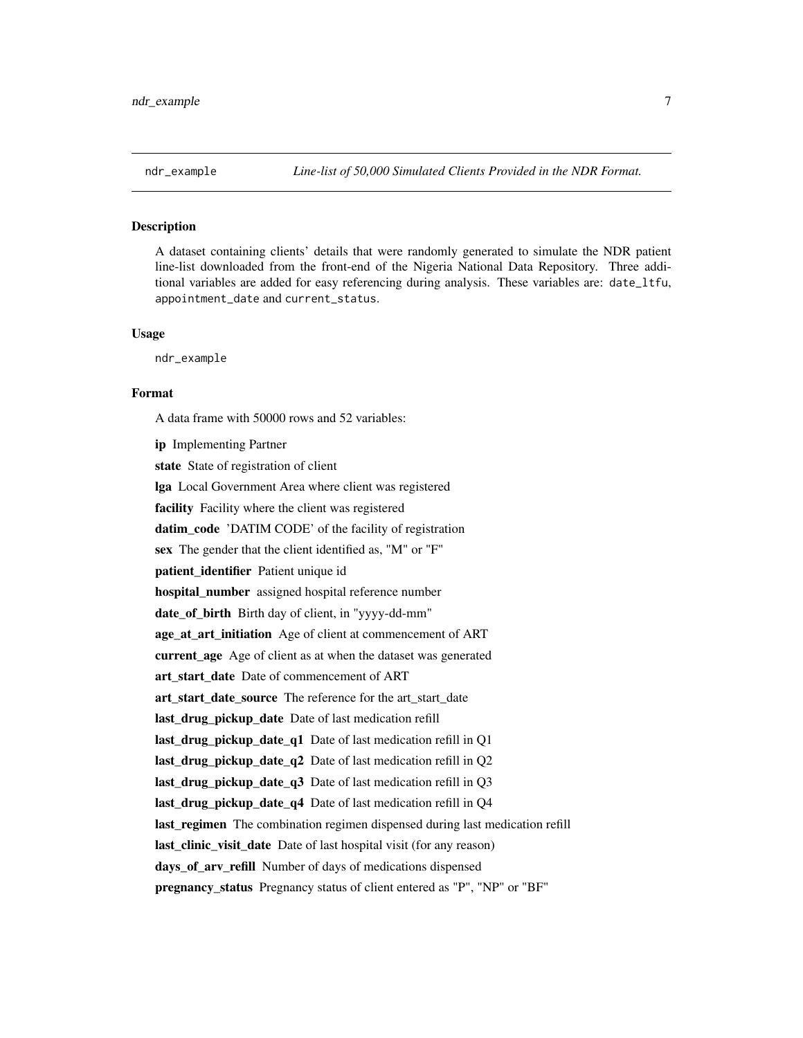ndr_example *Line-list of 50,000 Simulated Clients Provided in the NDR Format.*

## Description

A dataset containing clients' details that were randomly generated to simulate the NDR patient line-list downloaded from the front-end of the Nigeria National Data Repository. Three additional variables are added for easy referencing during analysis. These variables are: `date_ltfu`, `appointment_date` and `current_status`.

## Usage

```
ndr_example
```

## Format

A data frame with 50000 rows and 52 variables:

**ip** Implementing Partner

**state** State of registration of client

**lga** Local Government Area where client was registered

**facility** Facility where the client was registered

**datim_code** 'DATIM CODE' of the facility of registration

**sex** The gender that the client identified as, "M" or "F"

**patient_identifier** Patient unique id

**hospital_number** assigned hospital reference number

**date_of_birth** Birth day of client, in "yyyy-dd-mm"

**age_at_art_initiation** Age of client at commencement of ART

**current_age** Age of client as at when the dataset was generated

**art_start_date** Date of commencement of ART

**art_start_date_source** The reference for the art_start_date

**last_drug_pickup_date** Date of last medication refill

**last_drug_pickup_date_q1** Date of last medication refill in Q1

**last_drug_pickup_date_q2** Date of last medication refill in Q2

**last_drug_pickup_date_q3** Date of last medication refill in Q3

**last_drug_pickup_date_q4** Date of last medication refill in Q4

**last_regimen** The combination regimen dispensed during last medication refill

**last_clinic_visit_date** Date of last hospital visit (for any reason)

**days_of_arv_refill** Number of days of medications dispensed

**pregnancy_status** Pregnancy status of client entered as "P", "NP" or "BF"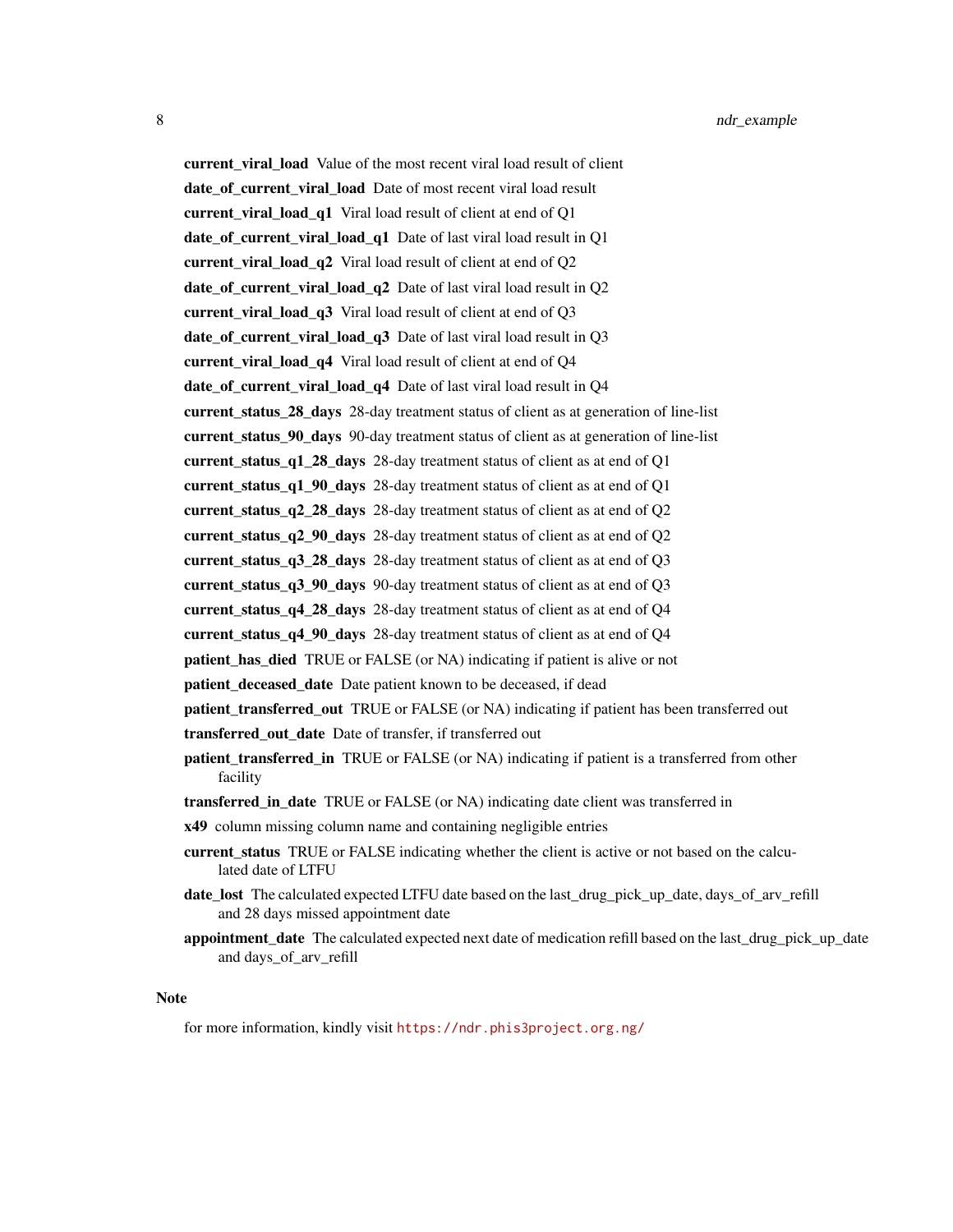**current_viral_load** Value of the most recent viral load result of client

**date_of_current_viral_load** Date of most recent viral load result

**current_viral_load_q1** Viral load result of client at end of Q1

**date_of_current_viral_load_q1** Date of last viral load result in Q1

**current_viral_load_q2** Viral load result of client at end of Q2

**date_of_current_viral_load_q2** Date of last viral load result in Q2

**current_viral_load_q3** Viral load result of client at end of Q3

**date_of_current_viral_load_q3** Date of last viral load result in Q3

**current_viral_load_q4** Viral load result of client at end of Q4

**date_of_current_viral_load_q4** Date of last viral load result in Q4

**current_status_28_days** 28-day treatment status of client as at generation of line-list

**current_status_90_days** 90-day treatment status of client as at generation of line-list

**current_status_q1_28_days** 28-day treatment status of client as at end of Q1

**current_status_q1_90_days** 28-day treatment status of client as at end of Q1

**current_status_q2_28_days** 28-day treatment status of client as at end of Q2

**current_status_q2_90_days** 28-day treatment status of client as at end of Q2

**current_status_q3_28_days** 28-day treatment status of client as at end of Q3

**current_status_q3_90_days** 90-day treatment status of client as at end of Q3

**current_status_q4_28_days** 28-day treatment status of client as at end of Q4

**current_status_q4_90_days** 28-day treatment status of client as at end of Q4

**patient_has_died** TRUE or FALSE (or NA) indicating if patient is alive or not

**patient_deceased_date** Date patient known to be deceased, if dead

**patient_transferred_out** TRUE or FALSE (or NA) indicating if patient has been transferred out

**transferred_out_date** Date of transfer, if transferred out

**patient_transferred_in** TRUE or FALSE (or NA) indicating if patient is a transferred from other facility

**transferred_in_date** TRUE or FALSE (or NA) indicating date client was transferred in

**x49** column missing column name and containing negligible entries

**current_status** TRUE or FALSE indicating whether the client is active or not based on the calculated date of LTFU

**date_lost** The calculated expected LTFU date based on the last_drug_pick_up_date, days_of_arv_refill and 28 days missed appointment date

**appointment_date** The calculated expected next date of medication refill based on the last_drug_pick_up_date and days_of_arv_refill

## Note

for more information, kindly visit https://ndr.phis3project.org.ng/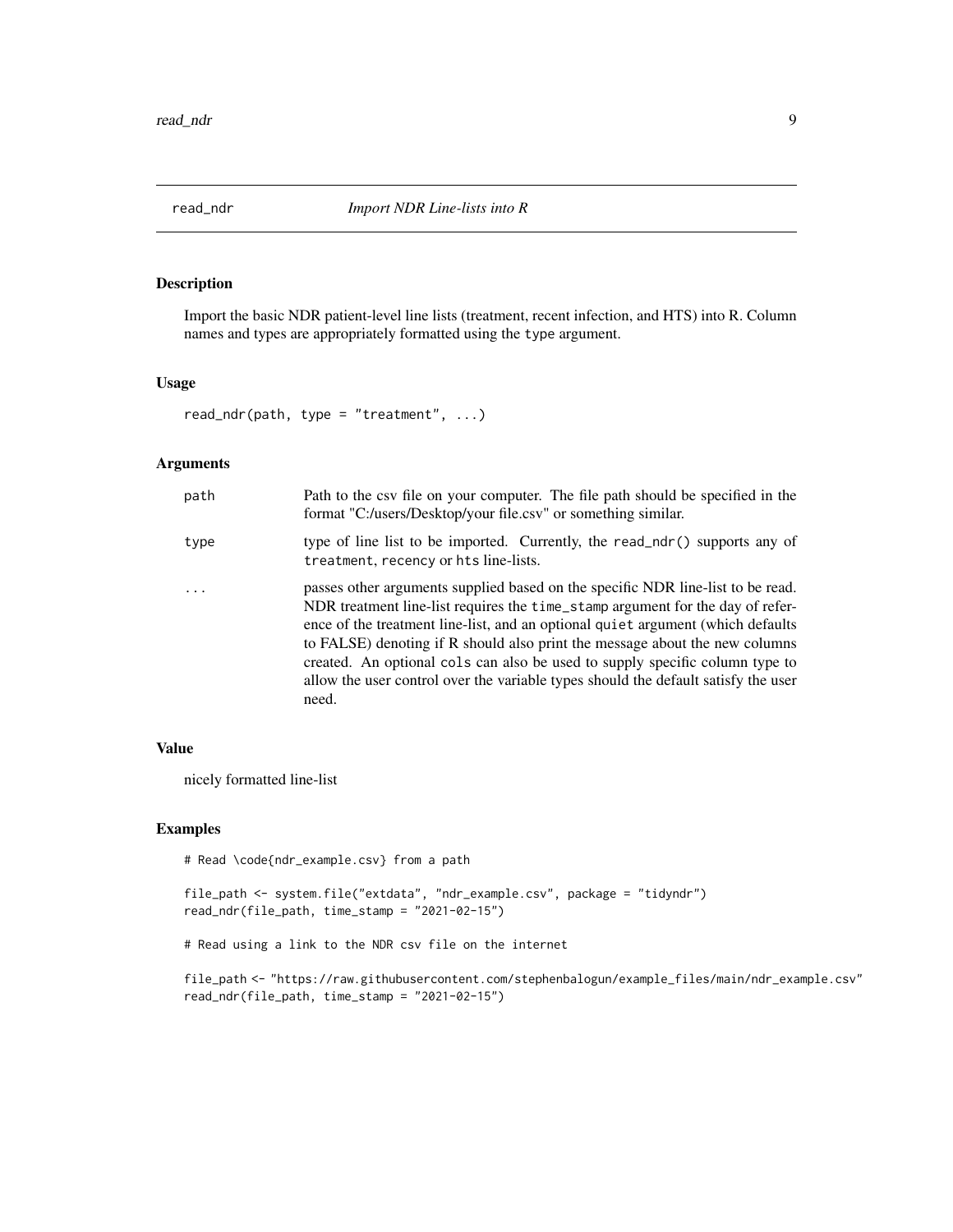# read_ndr — *Import NDR Line-lists into R*

## Description

Import the basic NDR patient-level line lists (treatment, recent infection, and HTS) into R. Column names and types are appropriately formatted using the `type` argument.

## Usage

```
read_ndr(path, type = "treatment", ...)
```

## Arguments

| Argument | Description |
|---|---|
| `path` | Path to the csv file on your computer. The file path should be specified in the format "C:/users/Desktop/your file.csv" or something similar. |
| `type` | type of line list to be imported. Currently, the `read_ndr()` supports any of `treatment`, `recency` or `hts` line-lists. |
| `...` | passes other arguments supplied based on the specific NDR line-list to be read. NDR treatment line-list requires the `time_stamp` argument for the day of reference of the treatment line-list, and an optional `quiet` argument (which defaults to FALSE) denoting if R should also print the message about the new columns created. An optional `cols` can also be used to supply specific column type to allow the user control over the variable types should the default satisfy the user need. |

## Value

nicely formatted line-list

## Examples

```
# Read \code{ndr_example.csv} from a path

file_path <- system.file("extdata", "ndr_example.csv", package = "tidyndr")
read_ndr(file_path, time_stamp = "2021-02-15")

# Read using a link to the NDR csv file on the internet

file_path <- "https://raw.githubusercontent.com/stephenbalogun/example_files/main/ndr_example.csv"
read_ndr(file_path, time_stamp = "2021-02-15")
```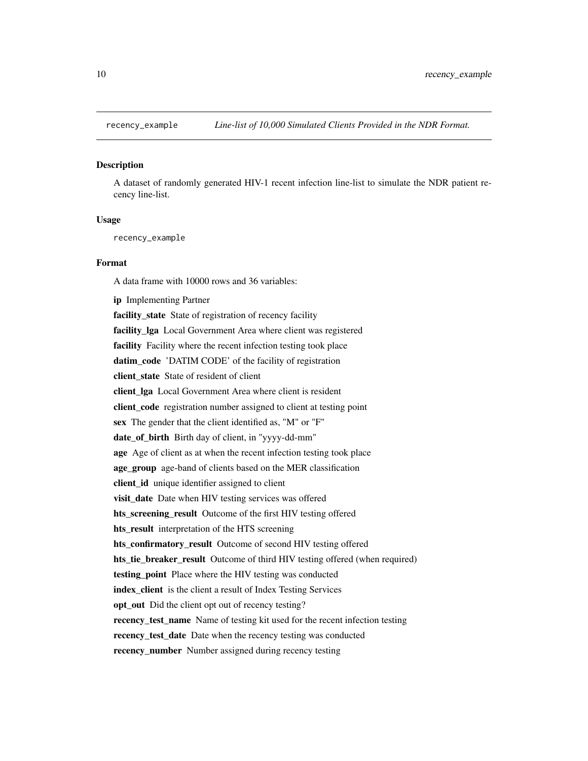recency_example    *Line-list of 10,000 Simulated Clients Provided in the NDR Format.*

### Description

A dataset of randomly generated HIV-1 recent infection line-list to simulate the NDR patient recency line-list.

### Usage

```
recency_example
```

### Format

A data frame with 10000 rows and 36 variables:

**ip** Implementing Partner

**facility_state** State of registration of recency facility

**facility_lga** Local Government Area where client was registered

**facility** Facility where the recent infection testing took place

**datim_code** 'DATIM CODE' of the facility of registration

**client_state** State of resident of client

**client_lga** Local Government Area where client is resident

**client_code** registration number assigned to client at testing point

**sex** The gender that the client identified as, "M" or "F"

**date_of_birth** Birth day of client, in "yyyy-dd-mm"

**age** Age of client as at when the recent infection testing took place

**age_group** age-band of clients based on the MER classification

**client_id** unique identifier assigned to client

**visit_date** Date when HIV testing services was offered

**hts_screening_result** Outcome of the first HIV testing offered

**hts_result** interpretation of the HTS screening

**hts_confirmatory_result** Outcome of second HIV testing offered

**hts_tie_breaker_result** Outcome of third HIV testing offered (when required)

**testing_point** Place where the HIV testing was conducted

**index_client** is the client a result of Index Testing Services

**opt_out** Did the client opt out of recency testing?

**recency_test_name** Name of testing kit used for the recent infection testing

**recency_test_date** Date when the recency testing was conducted

**recency_number** Number assigned during recency testing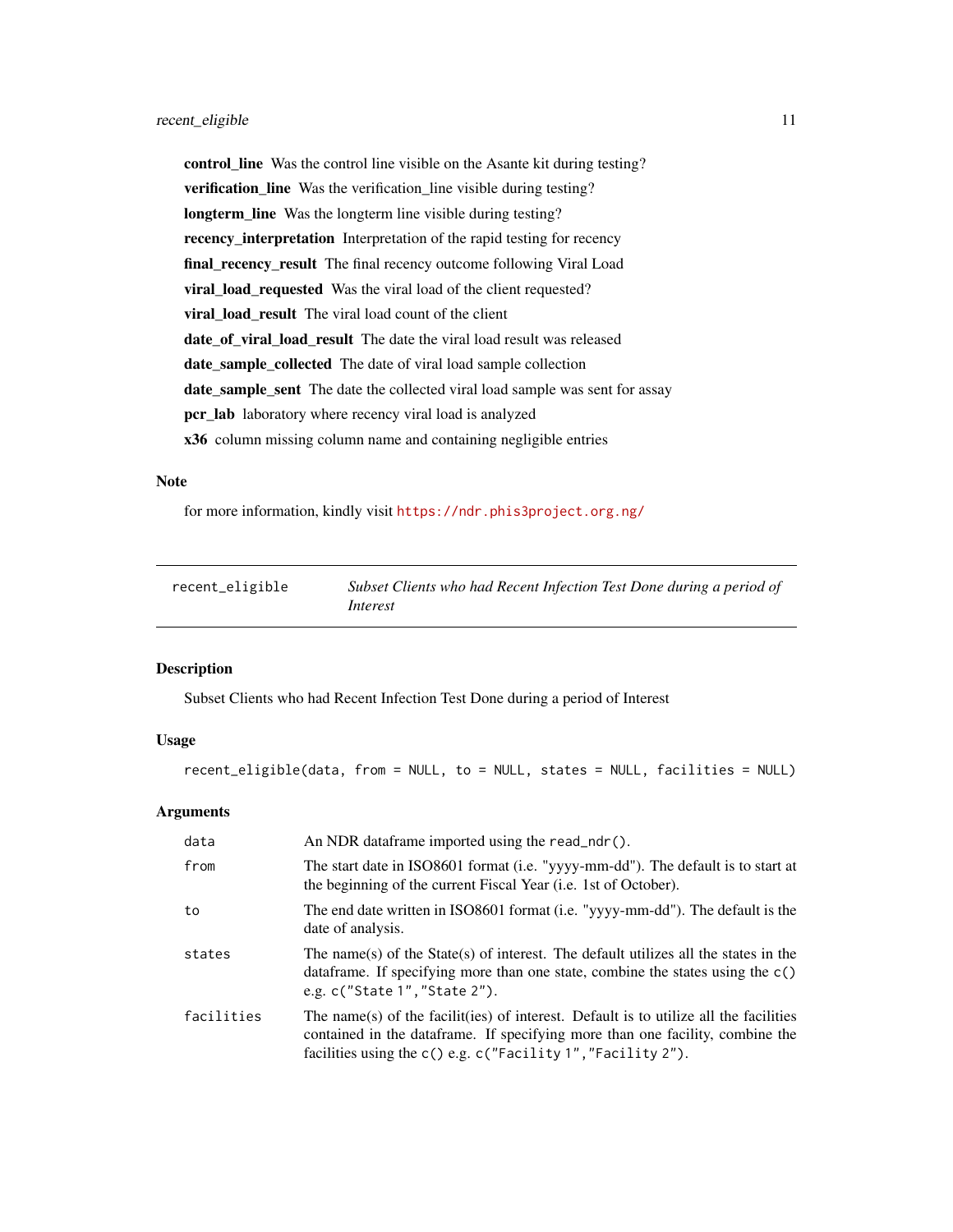**control_line** Was the control line visible on the Asante kit during testing?

**verification_line** Was the verification_line visible during testing?

**longterm_line** Was the longterm line visible during testing?

**recency_interpretation** Interpretation of the rapid testing for recency

**final_recency_result** The final recency outcome following Viral Load

**viral_load_requested** Was the viral load of the client requested?

**viral_load_result** The viral load count of the client

**date_of_viral_load_result** The date the viral load result was released

**date_sample_collected** The date of viral load sample collection

**date_sample_sent** The date the collected viral load sample was sent for assay

**pcr_lab** laboratory where recency viral load is analyzed

**x36** column missing column name and containing negligible entries

### Note

for more information, kindly visit https://ndr.phis3project.org.ng/

---

## recent_eligible — *Subset Clients who had Recent Infection Test Done during a period of Interest*

### Description

Subset Clients who had Recent Infection Test Done during a period of Interest

### Usage

```
recent_eligible(data, from = NULL, to = NULL, states = NULL, facilities = NULL)
```

### Arguments

| | |
|---|---|
| `data` | An NDR dataframe imported using the `read_ndr()`. |
| `from` | The start date in ISO8601 format (i.e. "yyyy-mm-dd"). The default is to start at the beginning of the current Fiscal Year (i.e. 1st of October). |
| `to` | The end date written in ISO8601 format (i.e. "yyyy-mm-dd"). The default is the date of analysis. |
| `states` | The name(s) of the State(s) of interest. The default utilizes all the states in the dataframe. If specifying more than one state, combine the states using the `c()` e.g. `c("State 1","State 2")`. |
| `facilities` | The name(s) of the facilit(ies) of interest. Default is to utilize all the facilities contained in the dataframe. If specifying more than one facility, combine the facilities using the `c()` e.g. `c("Facility 1","Facility 2")`. |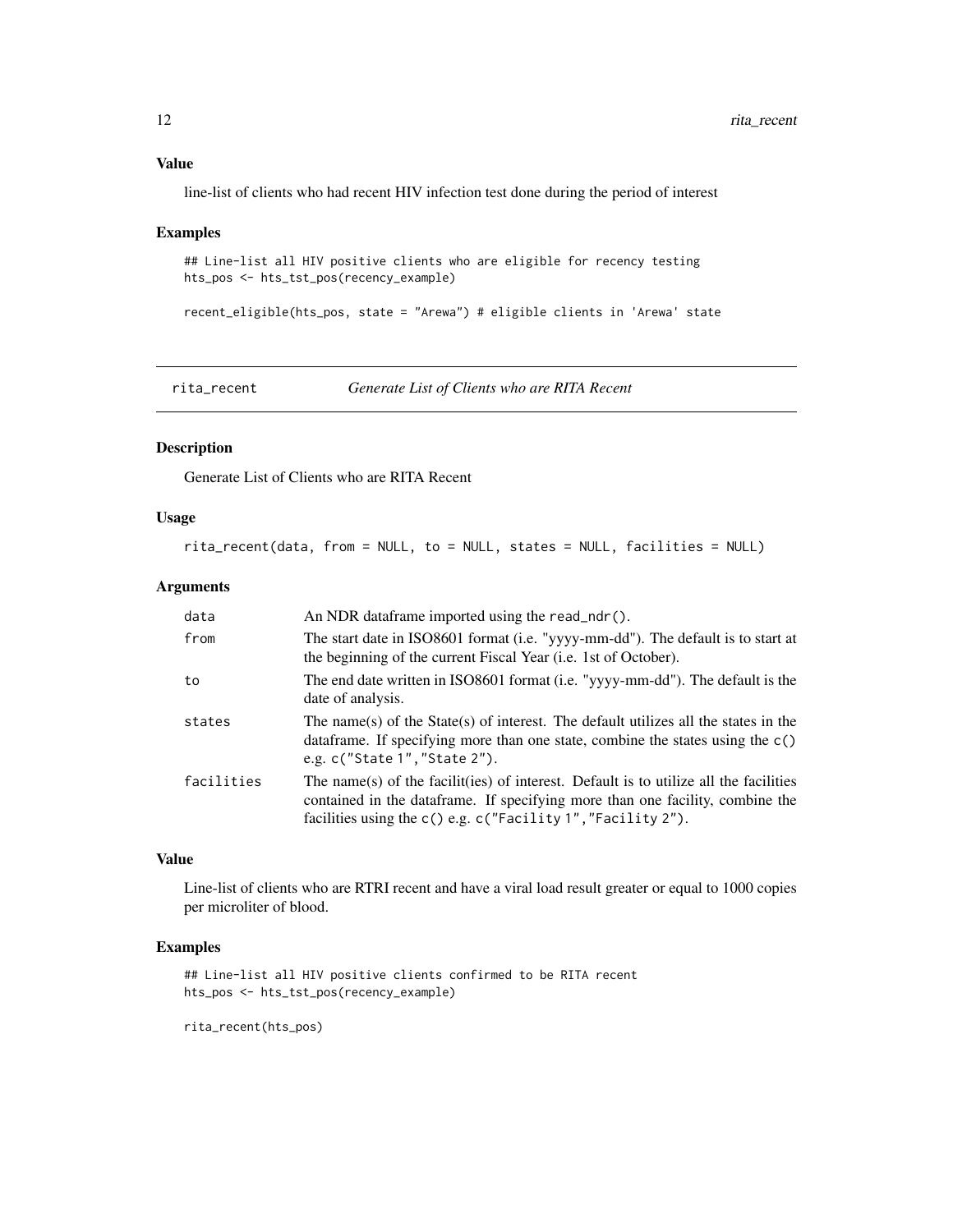### Value

line-list of clients who had recent HIV infection test done during the period of interest

### Examples

```
## Line-list all HIV positive clients who are eligible for recency testing
hts_pos <- hts_tst_pos(recency_example)

recent_eligible(hts_pos, state = "Arewa") # eligible clients in 'Arewa' state
```

---

## rita_recent — *Generate List of Clients who are RITA Recent*

---

### Description

Generate List of Clients who are RITA Recent

### Usage

```
rita_recent(data, from = NULL, to = NULL, states = NULL, facilities = NULL)
```

### Arguments

| | |
|---|---|
| `data` | An NDR dataframe imported using the `read_ndr()`. |
| `from` | The start date in ISO8601 format (i.e. "yyyy-mm-dd"). The default is to start at the beginning of the current Fiscal Year (i.e. 1st of October). |
| `to` | The end date written in ISO8601 format (i.e. "yyyy-mm-dd"). The default is the date of analysis. |
| `states` | The name(s) of the State(s) of interest. The default utilizes all the states in the dataframe. If specifying more than one state, combine the states using the `c()` e.g. `c("State 1","State 2")`. |
| `facilities` | The name(s) of the facilit(ies) of interest. Default is to utilize all the facilities contained in the dataframe. If specifying more than one facility, combine the facilities using the `c()` e.g. `c("Facility 1","Facility 2")`. |

### Value

Line-list of clients who are RTRI recent and have a viral load result greater or equal to 1000 copies per microliter of blood.

### Examples

```
## Line-list all HIV positive clients confirmed to be RITA recent
hts_pos <- hts_tst_pos(recency_example)

rita_recent(hts_pos)
```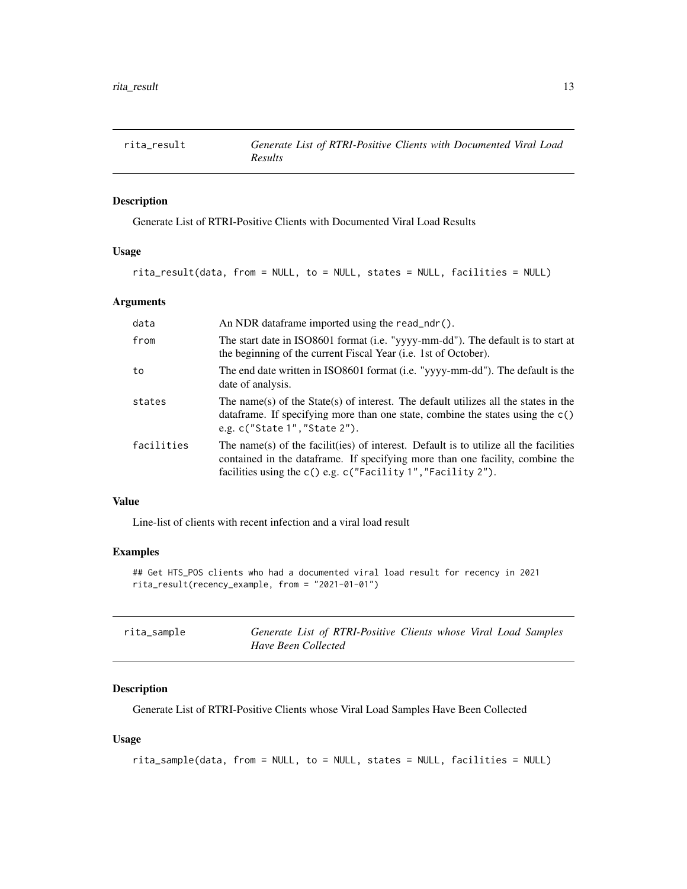## rita_result — *Generate List of RTRI-Positive Clients with Documented Viral Load Results*

### Description

Generate List of RTRI-Positive Clients with Documented Viral Load Results

### Usage

```
rita_result(data, from = NULL, to = NULL, states = NULL, facilities = NULL)
```

### Arguments

| Argument | Description |
| --- | --- |
| data | An NDR dataframe imported using the `read_ndr()`. |
| from | The start date in ISO8601 format (i.e. "yyyy-mm-dd"). The default is to start at the beginning of the current Fiscal Year (i.e. 1st of October). |
| to | The end date written in ISO8601 format (i.e. "yyyy-mm-dd"). The default is the date of analysis. |
| states | The name(s) of the State(s) of interest. The default utilizes all the states in the dataframe. If specifying more than one state, combine the states using the `c()` e.g. `c("State 1","State 2")`. |
| facilities | The name(s) of the facilit(ies) of interest. Default is to utilize all the facilities contained in the dataframe. If specifying more than one facility, combine the facilities using the `c()` e.g. `c("Facility 1","Facility 2")`. |

### Value

Line-list of clients with recent infection and a viral load result

### Examples

```
## Get HTS_POS clients who had a documented viral load result for recency in 2021
rita_result(recency_example, from = "2021-01-01")
```

## rita_sample — *Generate List of RTRI-Positive Clients whose Viral Load Samples Have Been Collected*

### Description

Generate List of RTRI-Positive Clients whose Viral Load Samples Have Been Collected

### Usage

```
rita_sample(data, from = NULL, to = NULL, states = NULL, facilities = NULL)
```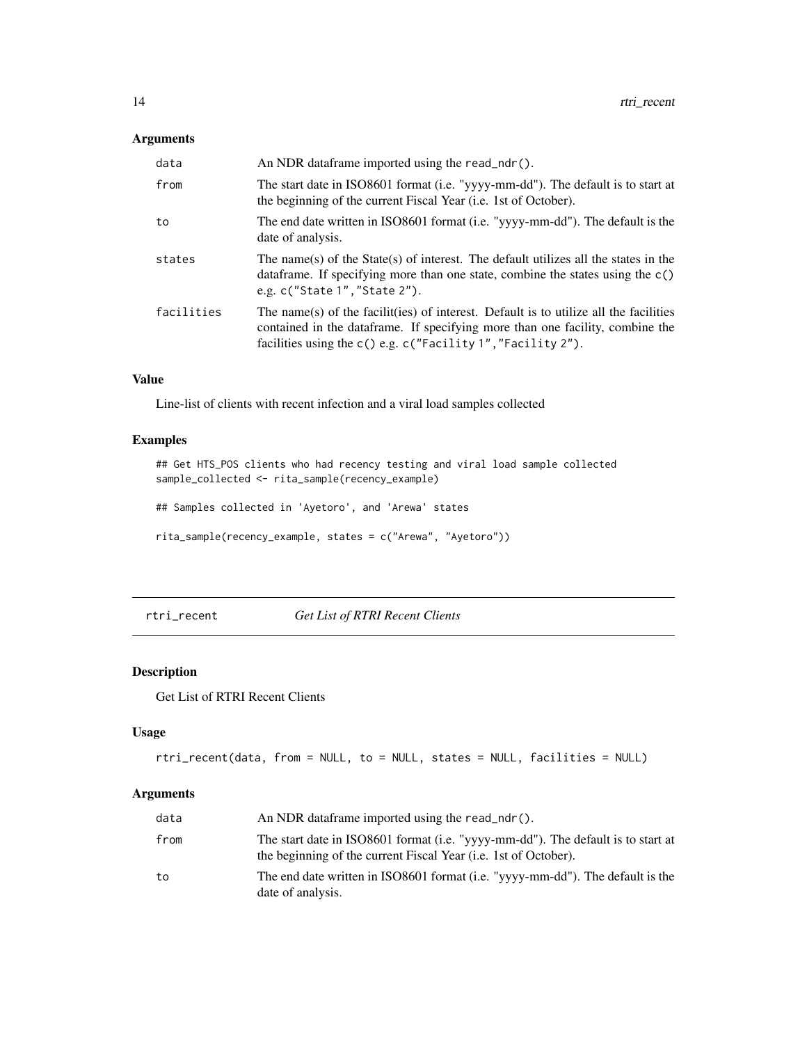### Arguments

| | |
|---|---|
| data | An NDR dataframe imported using the `read_ndr()`. |
| from | The start date in ISO8601 format (i.e. "yyyy-mm-dd"). The default is to start at the beginning of the current Fiscal Year (i.e. 1st of October). |
| to | The end date written in ISO8601 format (i.e. "yyyy-mm-dd"). The default is the date of analysis. |
| states | The name(s) of the State(s) of interest. The default utilizes all the states in the dataframe. If specifying more than one state, combine the states using the `c()` e.g. `c("State 1","State 2")`. |
| facilities | The name(s) of the facilit(ies) of interest. Default is to utilize all the facilities contained in the dataframe. If specifying more than one facility, combine the facilities using the `c()` e.g. `c("Facility 1","Facility 2")`. |

### Value

Line-list of clients with recent infection and a viral load samples collected

### Examples

```
## Get HTS_POS clients who had recency testing and viral load sample collected
sample_collected <- rita_sample(recency_example)

## Samples collected in 'Ayetoro', and 'Arewa' states

rita_sample(recency_example, states = c("Arewa", "Ayetoro"))
```

---

## rtri_recent — *Get List of RTRI Recent Clients*

### Description

Get List of RTRI Recent Clients

### Usage

```
rtri_recent(data, from = NULL, to = NULL, states = NULL, facilities = NULL)
```

### Arguments

| | |
|---|---|
| data | An NDR dataframe imported using the `read_ndr()`. |
| from | The start date in ISO8601 format (i.e. "yyyy-mm-dd"). The default is to start at the beginning of the current Fiscal Year (i.e. 1st of October). |
| to | The end date written in ISO8601 format (i.e. "yyyy-mm-dd"). The default is the date of analysis. |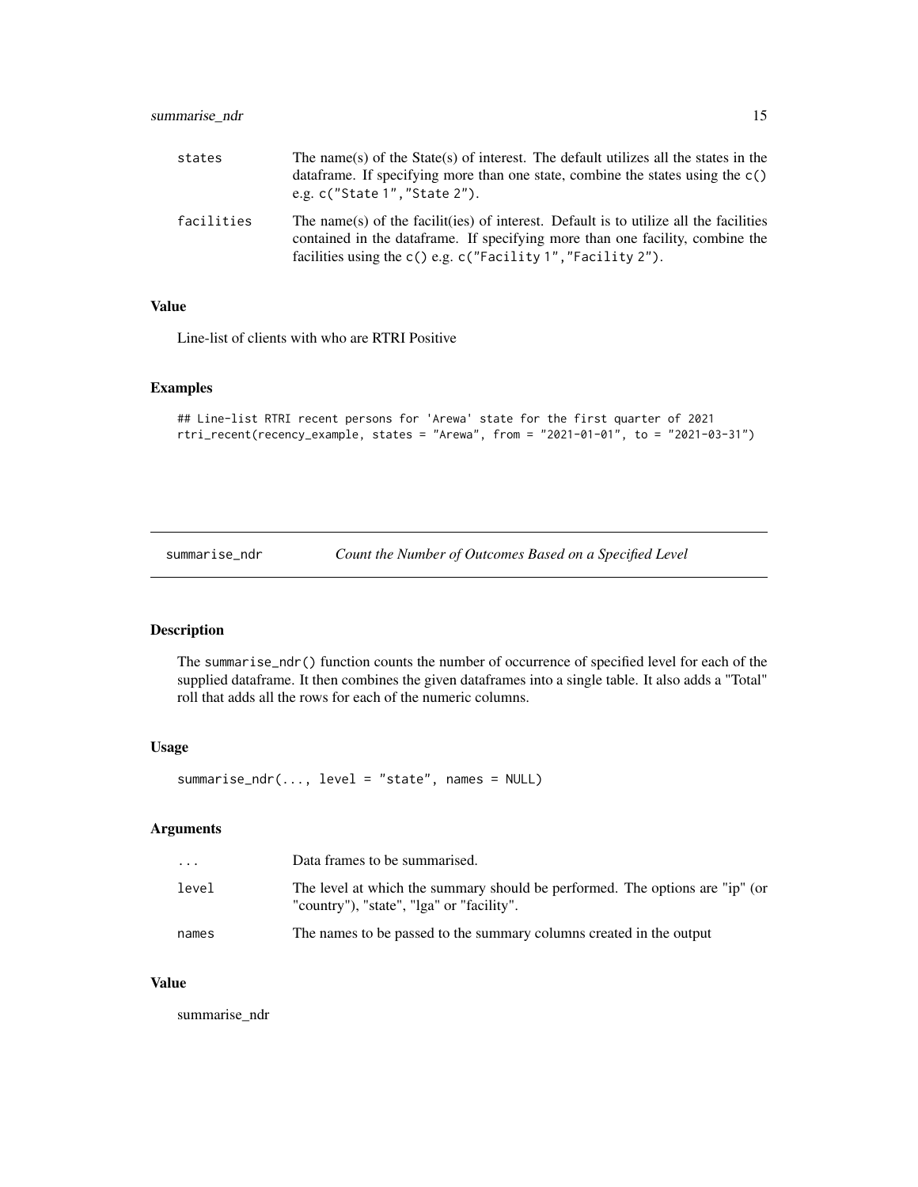| | |
|---|---|
| states | The name(s) of the State(s) of interest. The default utilizes all the states in the dataframe. If specifying more than one state, combine the states using the `c()` e.g. `c("State 1","State 2")`. |
| facilities | The name(s) of the facilit(ies) of interest. Default is to utilize all the facilities contained in the dataframe. If specifying more than one facility, combine the facilities using the `c()` e.g. `c("Facility 1","Facility 2")`. |

### Value

Line-list of clients with who are RTRI Positive

### Examples

```
## Line-list RTRI recent persons for 'Arewa' state for the first quarter of 2021
rtri_recent(recency_example, states = "Arewa", from = "2021-01-01", to = "2021-03-31")
```

---

## summarise_ndr — *Count the Number of Outcomes Based on a Specified Level*

### Description

The `summarise_ndr()` function counts the number of occurrence of specified level for each of the supplied dataframe. It then combines the given dataframes into a single table. It also adds a "Total" roll that adds all the rows for each of the numeric columns.

### Usage

```
summarise_ndr(..., level = "state", names = NULL)
```

### Arguments

| | |
|---|---|
| ... | Data frames to be summarised. |
| level | The level at which the summary should be performed. The options are "ip" (or "country"), "state", "lga" or "facility". |
| names | The names to be passed to the summary columns created in the output |

### Value

summarise_ndr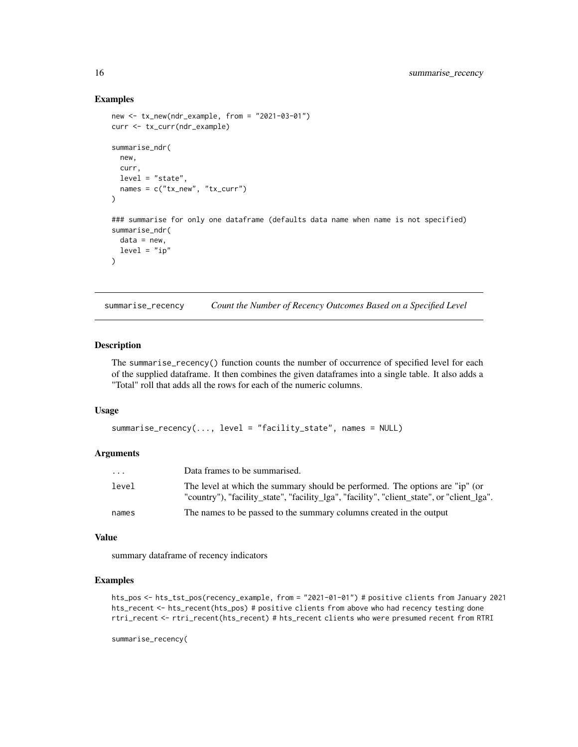## Examples

```
new <- tx_new(ndr_example, from = "2021-03-01")
curr <- tx_curr(ndr_example)

summarise_ndr(
  new,
  curr,
  level = "state",
  names = c("tx_new", "tx_curr")
)

### summarise for only one dataframe (defaults data name when name is not specified)
summarise_ndr(
  data = new,
  level = "ip"
)
```

---

# summarise_recency *Count the Number of Recency Outcomes Based on a Specified Level*

---

## Description

The summarise_recency() function counts the number of occurrence of specified level for each of the supplied dataframe. It then combines the given dataframes into a single table. It also adds a "Total" roll that adds all the rows for each of the numeric columns.

## Usage

```
summarise_recency(..., level = "facility_state", names = NULL)
```

## Arguments

| | |
|---|---|
| ... | Data frames to be summarised. |
| level | The level at which the summary should be performed. The options are "ip" (or "country"), "facility_state", "facility_lga", "facility", "client_state", or "client_lga". |
| names | The names to be passed to the summary columns created in the output |

## Value

summary dataframe of recency indicators

## Examples

```
hts_pos <- hts_tst_pos(recency_example, from = "2021-01-01") # positive clients from January 2021
hts_recent <- hts_recent(hts_pos) # positive clients from above who had recency testing done
rtri_recent <- rtri_recent(hts_recent) # hts_recent clients who were presumed recent from RTRI

summarise_recency(
```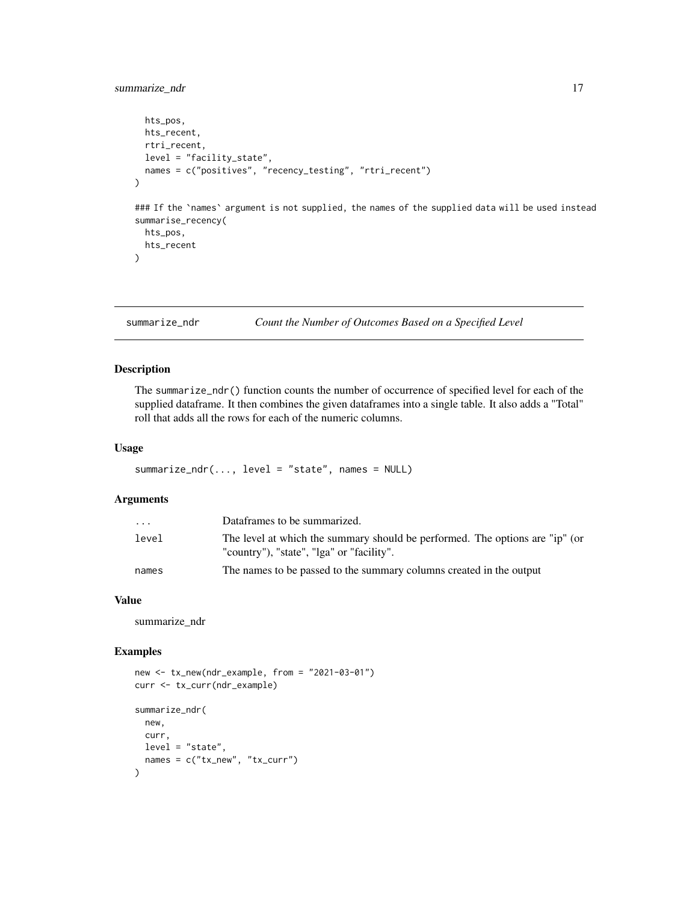```
  hts_pos,
  hts_recent,
  rtri_recent,
  level = "facility_state",
  names = c("positives", "recency_testing", "rtri_recent")
)

### If the `names` argument is not supplied, the names of the supplied data will be used instead
summarise_recency(
  hts_pos,
  hts_recent
)
```

## summarize_ndr — *Count the Number of Outcomes Based on a Specified Level*

### Description

The summarize_ndr() function counts the number of occurrence of specified level for each of the supplied dataframe. It then combines the given dataframes into a single table. It also adds a "Total" roll that adds all the rows for each of the numeric columns.

### Usage

```
summarize_ndr(..., level = "state", names = NULL)
```

### Arguments

| | |
|---|---|
| ... | Dataframes to be summarized. |
| level | The level at which the summary should be performed. The options are "ip" (or "country"), "state", "lga" or "facility". |
| names | The names to be passed to the summary columns created in the output |

### Value

summarize_ndr

### Examples

```
new <- tx_new(ndr_example, from = "2021-03-01")
curr <- tx_curr(ndr_example)

summarize_ndr(
  new,
  curr,
  level = "state",
  names = c("tx_new", "tx_curr")
)
```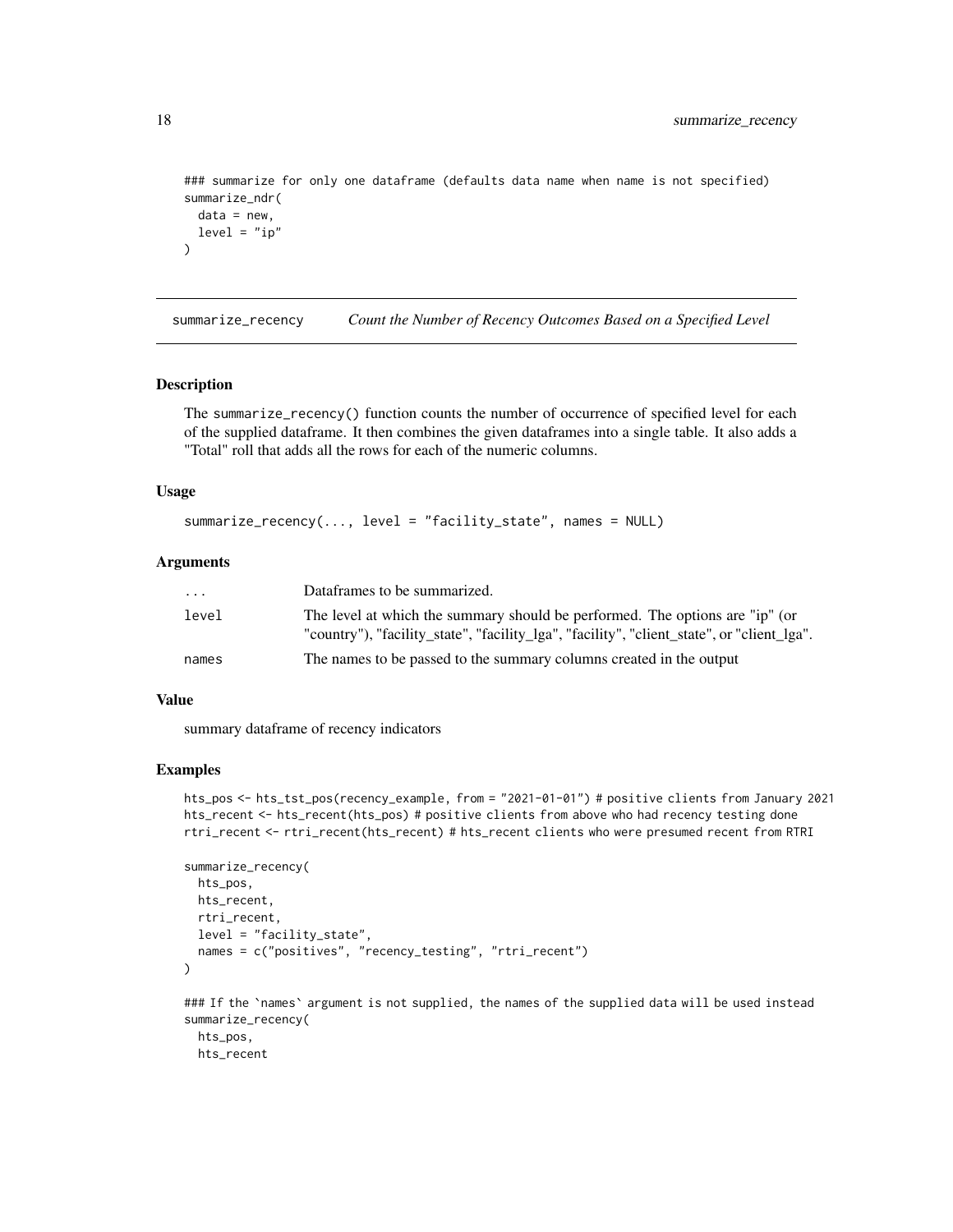```
### summarize for only one dataframe (defaults data name when name is not specified)
summarize_ndr(
  data = new,
  level = "ip"
)
```

## summarize_recency *Count the Number of Recency Outcomes Based on a Specified Level*

### Description

The summarize_recency() function counts the number of occurrence of specified level for each of the supplied dataframe. It then combines the given dataframes into a single table. It also adds a "Total" roll that adds all the rows for each of the numeric columns.

### Usage

```
summarize_recency(..., level = "facility_state", names = NULL)
```

### Arguments

| | |
|---|---|
| ... | Dataframes to be summarized. |
| level | The level at which the summary should be performed. The options are "ip" (or "country"), "facility_state", "facility_lga", "facility", "client_state", or "client_lga". |
| names | The names to be passed to the summary columns created in the output |

### Value

summary dataframe of recency indicators

### Examples

```
hts_pos <- hts_tst_pos(recency_example, from = "2021-01-01") # positive clients from January 2021
hts_recent <- hts_recent(hts_pos) # positive clients from above who had recency testing done
rtri_recent <- rtri_recent(hts_recent) # hts_recent clients who were presumed recent from RTRI

summarize_recency(
  hts_pos,
  hts_recent,
  rtri_recent,
  level = "facility_state",
  names = c("positives", "recency_testing", "rtri_recent")
)

### If the `names` argument is not supplied, the names of the supplied data will be used instead
summarize_recency(
  hts_pos,
  hts_recent
```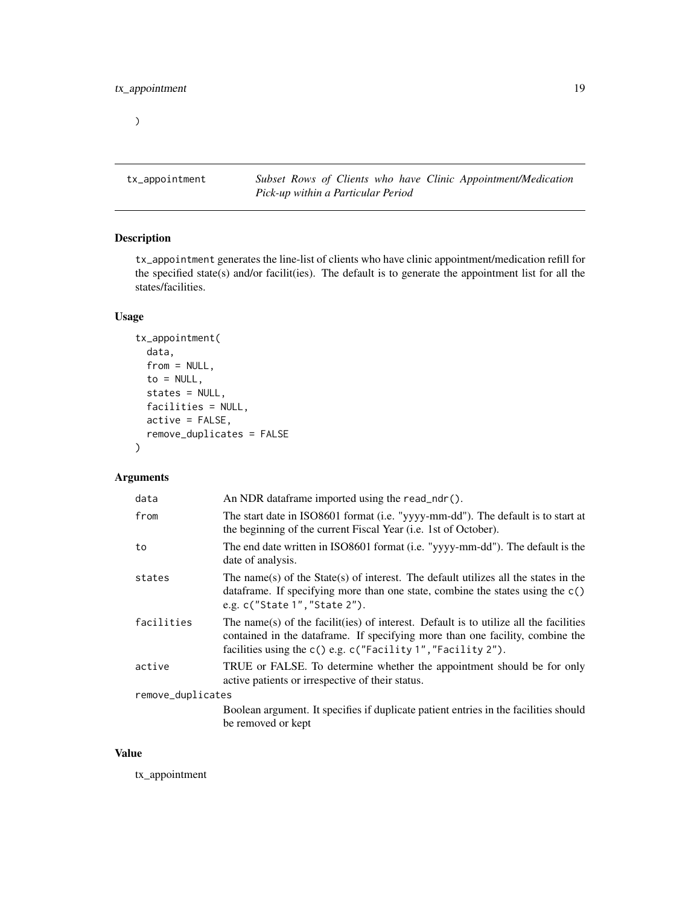)

## tx_appointment — *Subset Rows of Clients who have Clinic Appointment/Medication Pick-up within a Particular Period*

### Description

tx_appointment generates the line-list of clients who have clinic appointment/medication refill for the specified state(s) and/or facilit(ies). The default is to generate the appointment list for all the states/facilities.

### Usage

```
tx_appointment(
  data,
  from = NULL,
  to = NULL,
  states = NULL,
  facilities = NULL,
  active = FALSE,
  remove_duplicates = FALSE
)
```

### Arguments

| | |
|---|---|
| data | An NDR dataframe imported using the read_ndr(). |
| from | The start date in ISO8601 format (i.e. "yyyy-mm-dd"). The default is to start at the beginning of the current Fiscal Year (i.e. 1st of October). |
| to | The end date written in ISO8601 format (i.e. "yyyy-mm-dd"). The default is the date of analysis. |
| states | The name(s) of the State(s) of interest. The default utilizes all the states in the dataframe. If specifying more than one state, combine the states using the c() e.g. c("State 1","State 2"). |
| facilities | The name(s) of the facilit(ies) of interest. Default is to utilize all the facilities contained in the dataframe. If specifying more than one facility, combine the facilities using the c() e.g. c("Facility 1","Facility 2"). |
| active | TRUE or FALSE. To determine whether the appointment should be for only active patients or irrespective of their status. |
| remove_duplicates | Boolean argument. It specifies if duplicate patient entries in the facilities should be removed or kept |

### Value

tx_appointment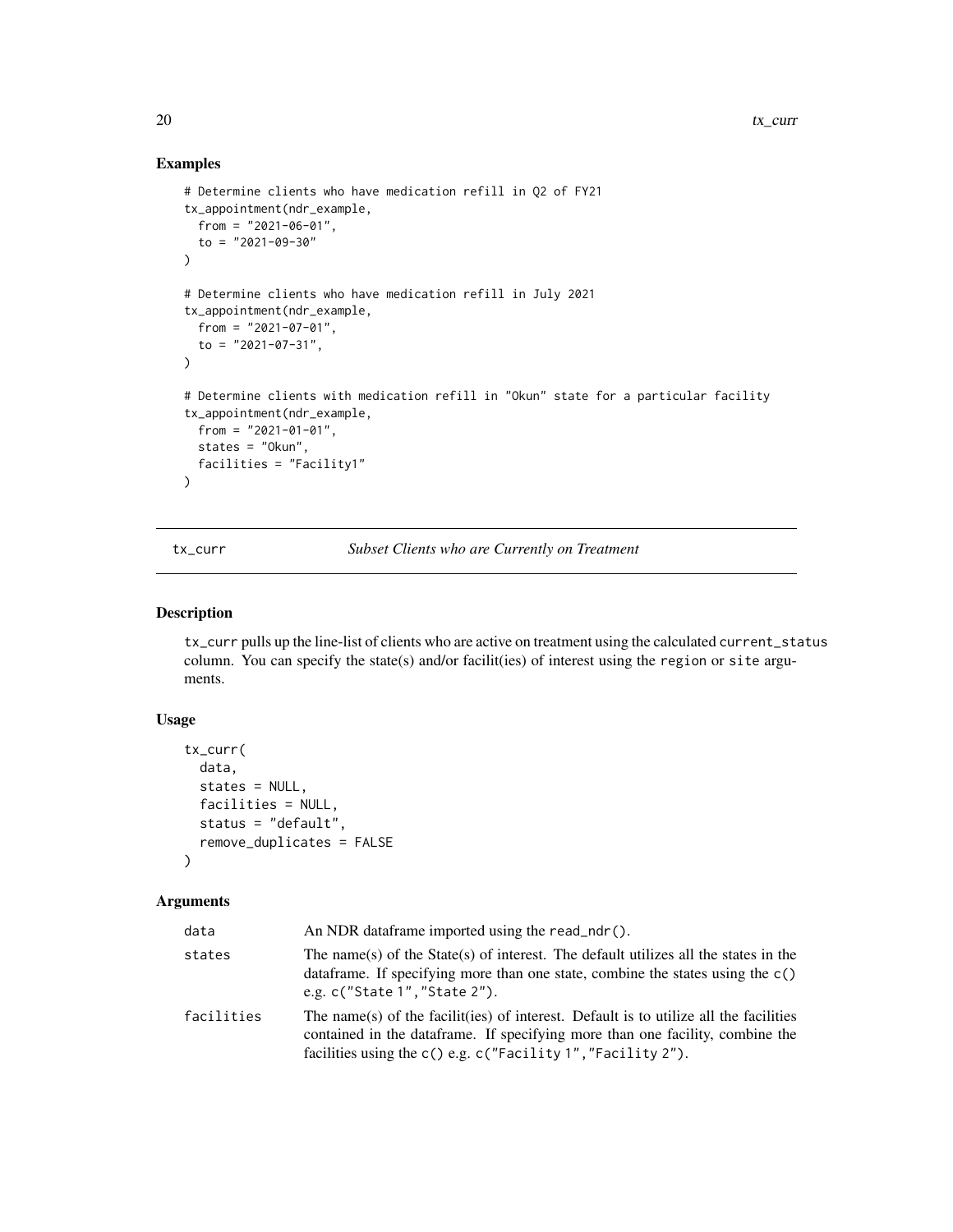### Examples

```
# Determine clients who have medication refill in Q2 of FY21
tx_appointment(ndr_example,
  from = "2021-06-01",
  to = "2021-09-30"
)

# Determine clients who have medication refill in July 2021
tx_appointment(ndr_example,
  from = "2021-07-01",
  to = "2021-07-31",
)

# Determine clients with medication refill in "Okun" state for a particular facility
tx_appointment(ndr_example,
  from = "2021-01-01",
  states = "Okun",
  facilities = "Facility1"
)
```

---

## tx_curr — *Subset Clients who are Currently on Treatment*

### Description

tx_curr pulls up the line-list of clients who are active on treatment using the calculated current_status column. You can specify the state(s) and/or facilit(ies) of interest using the region or site arguments.

### Usage

```
tx_curr(
  data,
  states = NULL,
  facilities = NULL,
  status = "default",
  remove_duplicates = FALSE
)
```

### Arguments

| | |
|---|---|
| data | An NDR dataframe imported using the read_ndr(). |
| states | The name(s) of the State(s) of interest. The default utilizes all the states in the dataframe. If specifying more than one state, combine the states using the c() e.g. c("State 1","State 2"). |
| facilities | The name(s) of the facilit(ies) of interest. Default is to utilize all the facilities contained in the dataframe. If specifying more than one facility, combine the facilities using the c() e.g. c("Facility 1","Facility 2"). |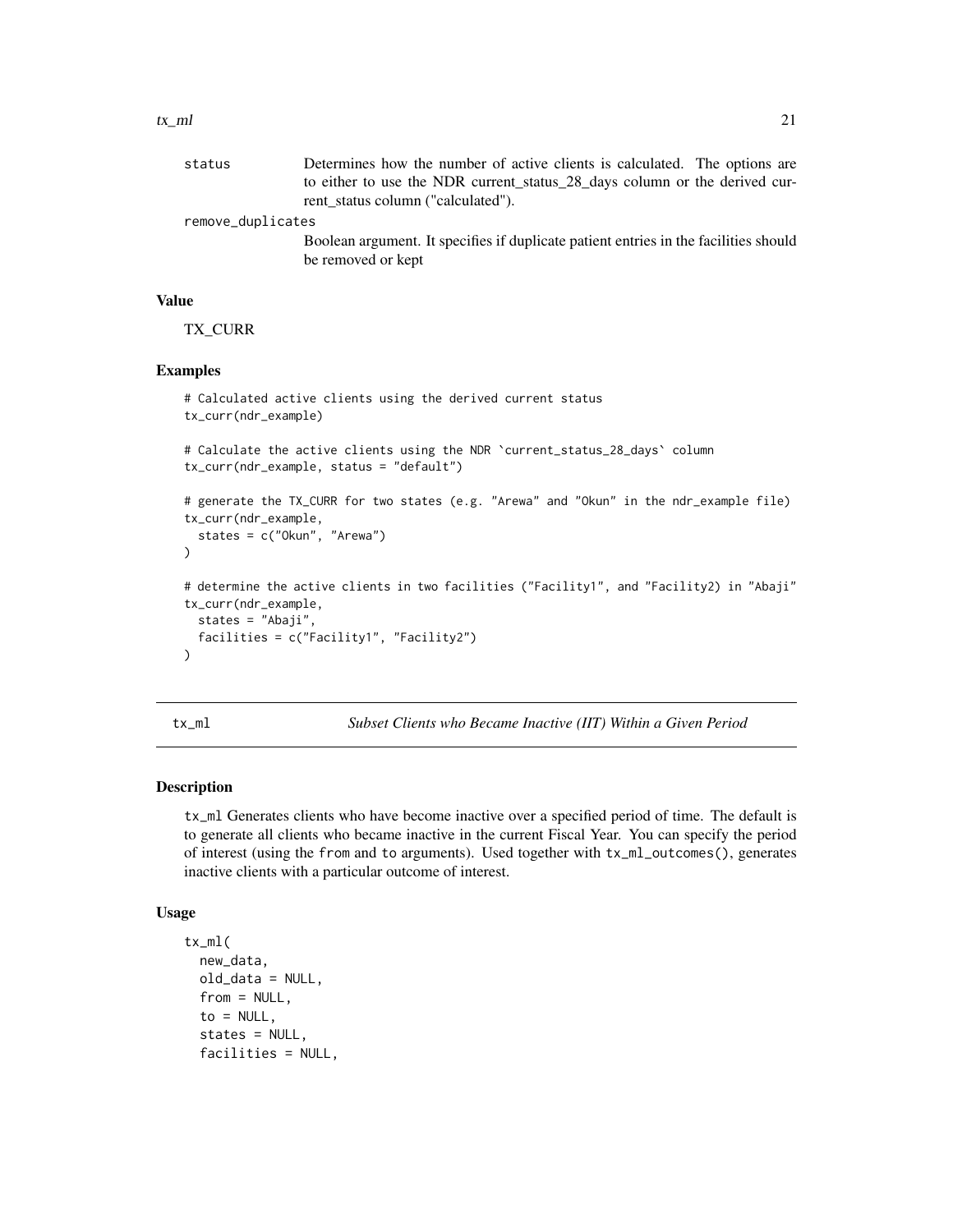| | |
|---|---|
| status | Determines how the number of active clients is calculated. The options are to either to use the NDR current_status_28_days column or the derived current_status column ("calculated"). |
| remove_duplicates | Boolean argument. It specifies if duplicate patient entries in the facilities should be removed or kept |

### Value

TX_CURR

### Examples

```
# Calculated active clients using the derived current status
tx_curr(ndr_example)

# Calculate the active clients using the NDR `current_status_28_days` column
tx_curr(ndr_example, status = "default")

# generate the TX_CURR for two states (e.g. "Arewa" and "Okun" in the ndr_example file)
tx_curr(ndr_example,
  states = c("Okun", "Arewa")
)

# determine the active clients in two facilities ("Facility1", and "Facility2) in "Abaji"
tx_curr(ndr_example,
  states = "Abaji",
  facilities = c("Facility1", "Facility2")
)
```

## tx_ml — *Subset Clients who Became Inactive (IIT) Within a Given Period*

### Description

`tx_ml` Generates clients who have become inactive over a specified period of time. The default is to generate all clients who became inactive in the current Fiscal Year. You can specify the period of interest (using the `from` and `to` arguments). Used together with `tx_ml_outcomes()`, generates inactive clients with a particular outcome of interest.

### Usage

```
tx_ml(
  new_data,
  old_data = NULL,
  from = NULL,
  to = NULL,
  states = NULL,
  facilities = NULL,
```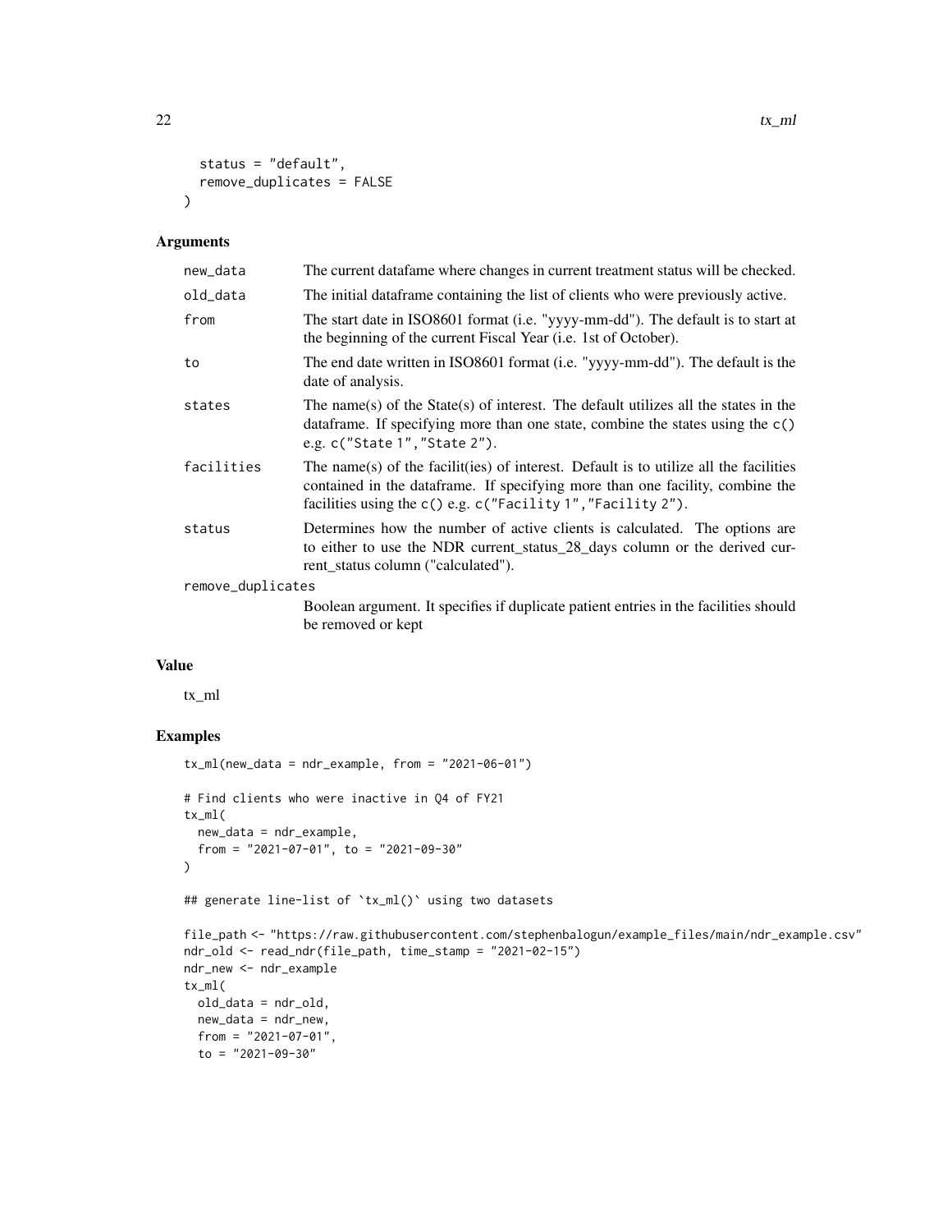```
  status = "default",
  remove_duplicates = FALSE
)
```

## Arguments

| | |
|---|---|
| new_data | The current datafame where changes in current treatment status will be checked. |
| old_data | The initial dataframe containing the list of clients who were previously active. |
| from | The start date in ISO8601 format (i.e. "yyyy-mm-dd"). The default is to start at the beginning of the current Fiscal Year (i.e. 1st of October). |
| to | The end date written in ISO8601 format (i.e. "yyyy-mm-dd"). The default is the date of analysis. |
| states | The name(s) of the State(s) of interest. The default utilizes all the states in the dataframe. If specifying more than one state, combine the states using the `c()` e.g. `c("State 1","State 2")`. |
| facilities | The name(s) of the facilit(ies) of interest. Default is to utilize all the facilities contained in the dataframe. If specifying more than one facility, combine the facilities using the `c()` e.g. `c("Facility 1","Facility 2")`. |
| status | Determines how the number of active clients is calculated. The options are to either to use the NDR current_status_28_days column or the derived current_status column ("calculated"). |
| remove_duplicates | Boolean argument. It specifies if duplicate patient entries in the facilities should be removed or kept |

## Value

tx_ml

## Examples

```
tx_ml(new_data = ndr_example, from = "2021-06-01")

# Find clients who were inactive in Q4 of FY21
tx_ml(
  new_data = ndr_example,
  from = "2021-07-01", to = "2021-09-30"
)

## generate line-list of `tx_ml()` using two datasets

file_path <- "https://raw.githubusercontent.com/stephenbalogun/example_files/main/ndr_example.csv"
ndr_old <- read_ndr(file_path, time_stamp = "2021-02-15")
ndr_new <- ndr_example
tx_ml(
  old_data = ndr_old,
  new_data = ndr_new,
  from = "2021-07-01",
  to = "2021-09-30"
```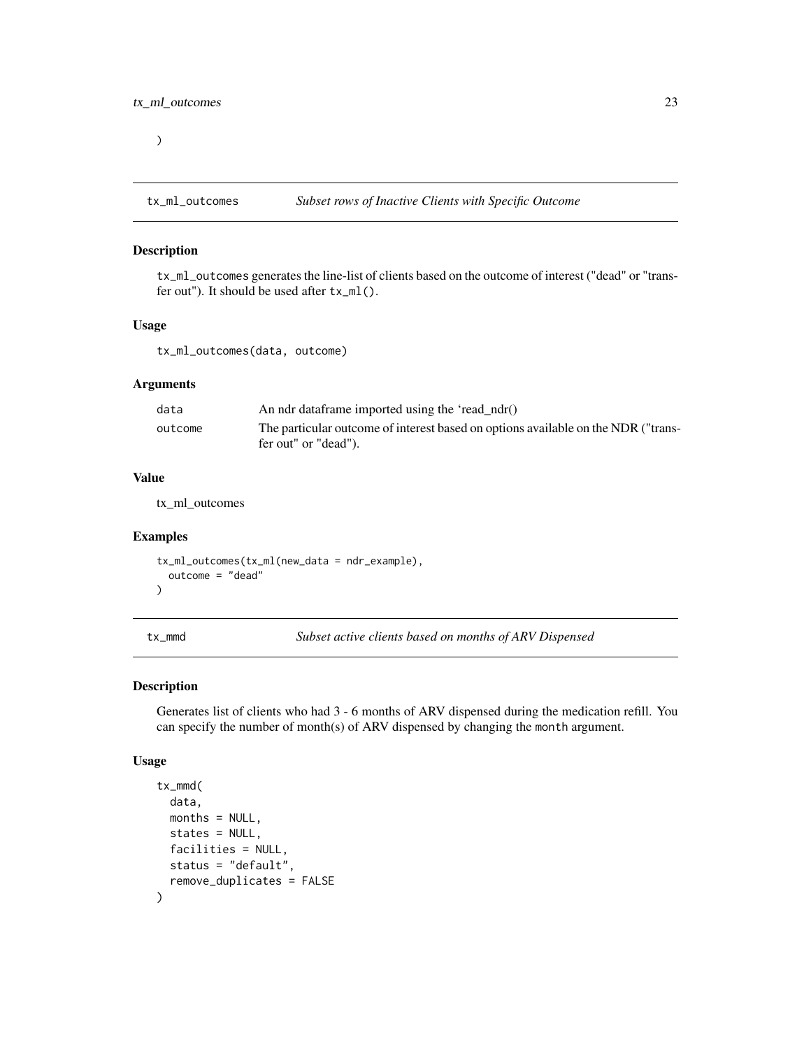```
)
```

## tx_ml_outcomes — *Subset rows of Inactive Clients with Specific Outcome*

### Description

`tx_ml_outcomes` generates the line-list of clients based on the outcome of interest ("dead" or "transfer out"). It should be used after `tx_ml()`.

### Usage

```
tx_ml_outcomes(data, outcome)
```

### Arguments

| | |
|---|---|
| `data` | An ndr dataframe imported using the 'read_ndr() |
| `outcome` | The particular outcome of interest based on options available on the NDR ("transfer out" or "dead"). |

### Value

tx_ml_outcomes

### Examples

```
tx_ml_outcomes(tx_ml(new_data = ndr_example),
  outcome = "dead"
)
```

## tx_mmd — *Subset active clients based on months of ARV Dispensed*

### Description

Generates list of clients who had 3 - 6 months of ARV dispensed during the medication refill. You can specify the number of month(s) of ARV dispensed by changing the `month` argument.

### Usage

```
tx_mmd(
  data,
  months = NULL,
  states = NULL,
  facilities = NULL,
  status = "default",
  remove_duplicates = FALSE
)
```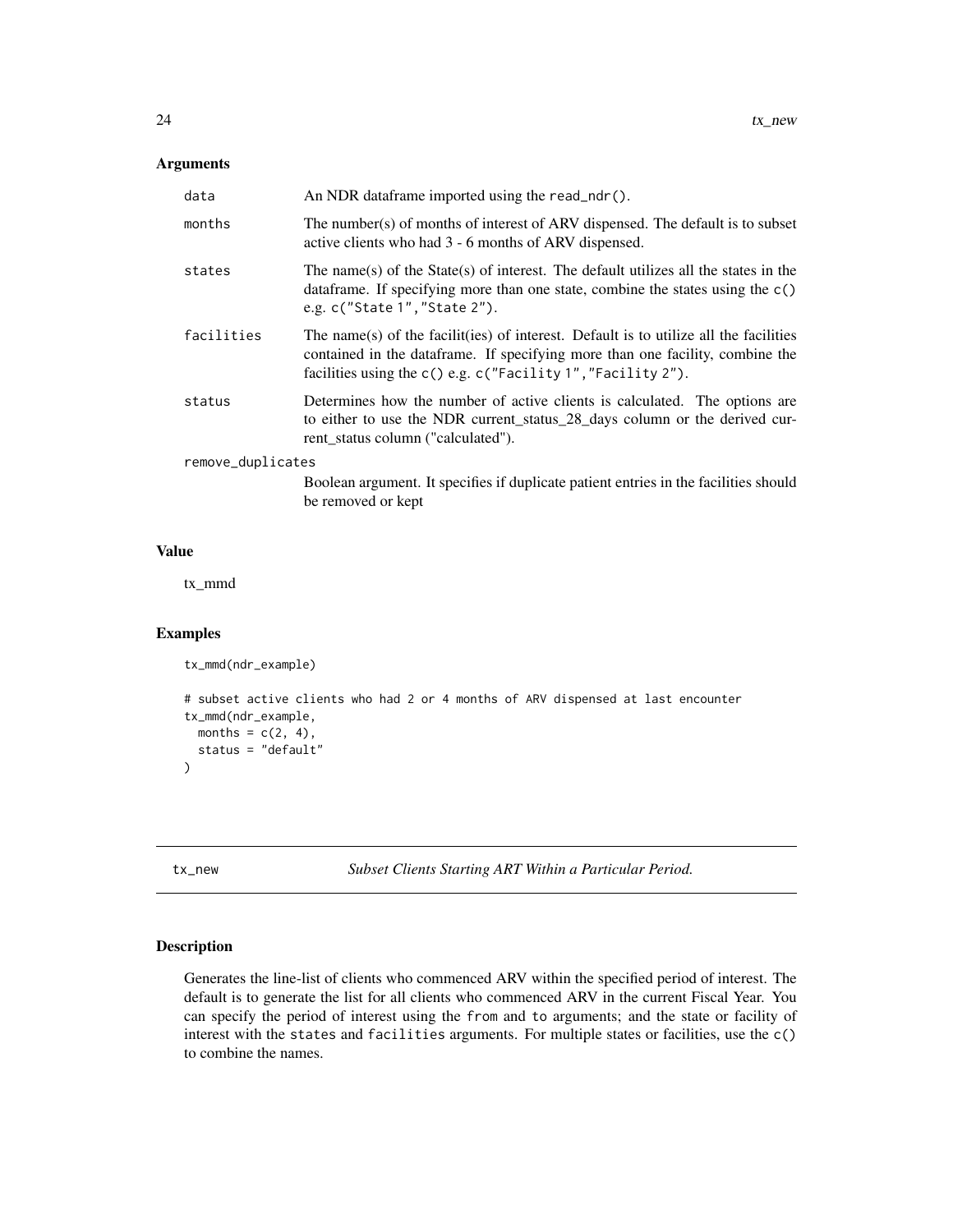## Arguments

| | |
|---|---|
| `data` | An NDR dataframe imported using the `read_ndr()`. |
| `months` | The number(s) of months of interest of ARV dispensed. The default is to subset active clients who had 3 - 6 months of ARV dispensed. |
| `states` | The name(s) of the State(s) of interest. The default utilizes all the states in the dataframe. If specifying more than one state, combine the states using the `c()` e.g. `c("State 1","State 2")`. |
| `facilities` | The name(s) of the facilit(ies) of interest. Default is to utilize all the facilities contained in the dataframe. If specifying more than one facility, combine the facilities using the `c()` e.g. `c("Facility 1","Facility 2")`. |
| `status` | Determines how the number of active clients is calculated. The options are to either to use the NDR current_status_28_days column or the derived current_status column ("calculated"). |
| `remove_duplicates` | Boolean argument. It specifies if duplicate patient entries in the facilities should be removed or kept |

## Value

tx_mmd

## Examples

```
tx_mmd(ndr_example)

# subset active clients who had 2 or 4 months of ARV dispensed at last encounter
tx_mmd(ndr_example,
  months = c(2, 4),
  status = "default"
)
```

---

## tx_new — *Subset Clients Starting ART Within a Particular Period.*

---

## Description

Generates the line-list of clients who commenced ARV within the specified period of interest. The default is to generate the list for all clients who commenced ARV in the current Fiscal Year. You can specify the period of interest using the `from` and `to` arguments; and the state or facility of interest with the `states` and `facilities` arguments. For multiple states or facilities, use the `c()` to combine the names.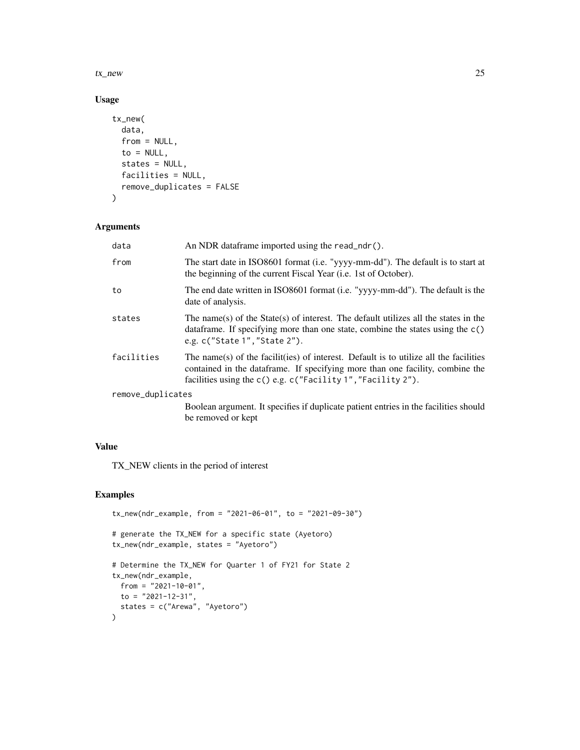## Usage

```
tx_new(
  data,
  from = NULL,
  to = NULL,
  states = NULL,
  facilities = NULL,
  remove_duplicates = FALSE
)
```

## Arguments

| Argument | Description |
| --- | --- |
| `data` | An NDR dataframe imported using the `read_ndr()`. |
| `from` | The start date in ISO8601 format (i.e. "yyyy-mm-dd"). The default is to start at the beginning of the current Fiscal Year (i.e. 1st of October). |
| `to` | The end date written in ISO8601 format (i.e. "yyyy-mm-dd"). The default is the date of analysis. |
| `states` | The name(s) of the State(s) of interest. The default utilizes all the states in the dataframe. If specifying more than one state, combine the states using the `c()` e.g. `c("State 1","State 2")`. |
| `facilities` | The name(s) of the facilit(ies) of interest. Default is to utilize all the facilities contained in the dataframe. If specifying more than one facility, combine the facilities using the `c()` e.g. `c("Facility 1","Facility 2")`. |
| `remove_duplicates` | Boolean argument. It specifies if duplicate patient entries in the facilities should be removed or kept |

## Value

TX_NEW clients in the period of interest

## Examples

```
tx_new(ndr_example, from = "2021-06-01", to = "2021-09-30")

# generate the TX_NEW for a specific state (Ayetoro)
tx_new(ndr_example, states = "Ayetoro")

# Determine the TX_NEW for Quarter 1 of FY21 for State 2
tx_new(ndr_example,
  from = "2021-10-01",
  to = "2021-12-31",
  states = c("Arewa", "Ayetoro")
)
```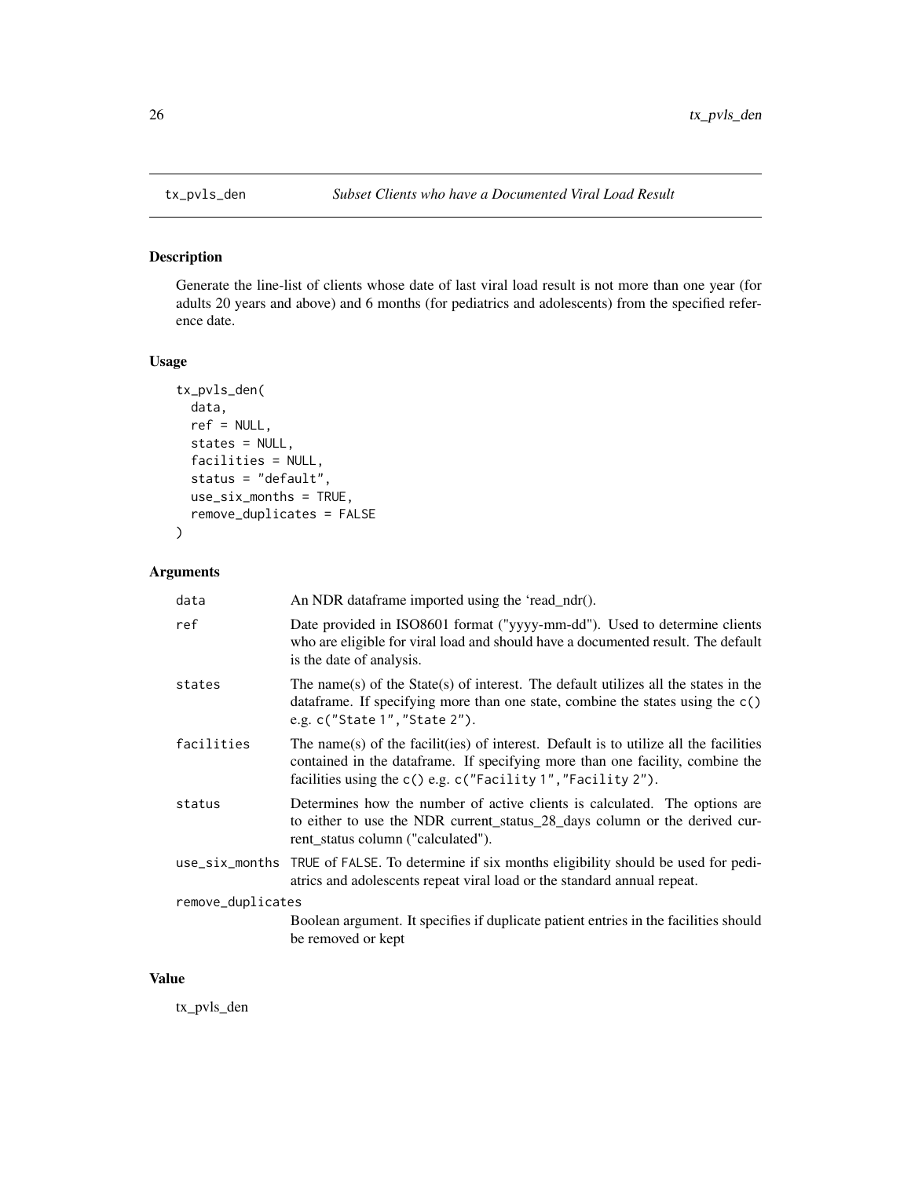# tx_pvls_den — *Subset Clients who have a Documented Viral Load Result*

## Description

Generate the line-list of clients whose date of last viral load result is not more than one year (for adults 20 years and above) and 6 months (for pediatrics and adolescents) from the specified reference date.

## Usage

```
tx_pvls_den(
  data,
  ref = NULL,
  states = NULL,
  facilities = NULL,
  status = "default",
  use_six_months = TRUE,
  remove_duplicates = FALSE
)
```

## Arguments

| | |
|---|---|
| `data` | An NDR dataframe imported using the 'read_ndr(). |
| `ref` | Date provided in ISO8601 format ("yyyy-mm-dd"). Used to determine clients who are eligible for viral load and should have a documented result. The default is the date of analysis. |
| `states` | The name(s) of the State(s) of interest. The default utilizes all the states in the dataframe. If specifying more than one state, combine the states using the `c()` e.g. `c("State 1","State 2")`. |
| `facilities` | The name(s) of the facilit(ies) of interest. Default is to utilize all the facilities contained in the dataframe. If specifying more than one facility, combine the facilities using the `c()` e.g. `c("Facility 1","Facility 2")`. |
| `status` | Determines how the number of active clients is calculated. The options are to either to use the NDR current_status_28_days column or the derived current_status column ("calculated"). |
| `use_six_months` | `TRUE` of `FALSE`. To determine if six months eligibility should be used for pediatrics and adolescents repeat viral load or the standard annual repeat. |
| `remove_duplicates` | Boolean argument. It specifies if duplicate patient entries in the facilities should be removed or kept |

## Value

tx_pvls_den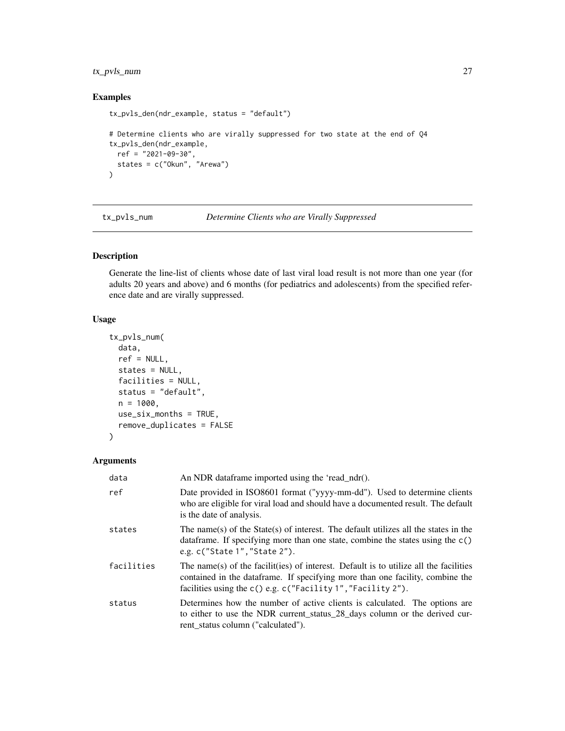## Examples

```
tx_pvls_den(ndr_example, status = "default")

# Determine clients who are virally suppressed for two state at the end of Q4
tx_pvls_den(ndr_example,
  ref = "2021-09-30",
  states = c("Okun", "Arewa")
)
```

---

# tx_pvls_num — *Determine Clients who are Virally Suppressed*

---

## Description

Generate the line-list of clients whose date of last viral load result is not more than one year (for adults 20 years and above) and 6 months (for pediatrics and adolescents) from the specified reference date and are virally suppressed.

## Usage

```
tx_pvls_num(
  data,
  ref = NULL,
  states = NULL,
  facilities = NULL,
  status = "default",
  n = 1000,
  use_six_months = TRUE,
  remove_duplicates = FALSE
)
```

## Arguments

| | |
|---|---|
| `data` | An NDR dataframe imported using the 'read_ndr(). |
| `ref` | Date provided in ISO8601 format ("yyyy-mm-dd"). Used to determine clients who are eligible for viral load and should have a documented result. The default is the date of analysis. |
| `states` | The name(s) of the State(s) of interest. The default utilizes all the states in the dataframe. If specifying more than one state, combine the states using the `c()` e.g. `c("State 1","State 2")`. |
| `facilities` | The name(s) of the facilit(ies) of interest. Default is to utilize all the facilities contained in the dataframe. If specifying more than one facility, combine the facilities using the `c()` e.g. `c("Facility 1","Facility 2")`. |
| `status` | Determines how the number of active clients is calculated. The options are to either to use the NDR current_status_28_days column or the derived current_status column ("calculated"). |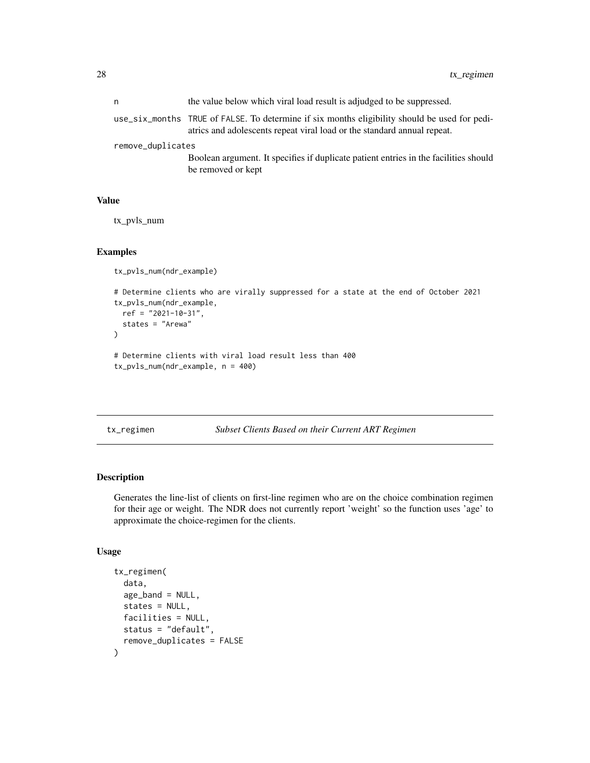| | |
|---|---|
| n | the value below which viral load result is adjudged to be suppressed. |
| use_six_months | TRUE of FALSE. To determine if six months eligibility should be used for pediatrics and adolescents repeat viral load or the standard annual repeat. |
| remove_duplicates | Boolean argument. It specifies if duplicate patient entries in the facilities should be removed or kept |

### Value

tx_pvls_num

### Examples

```
tx_pvls_num(ndr_example)

# Determine clients who are virally suppressed for a state at the end of October 2021
tx_pvls_num(ndr_example,
  ref = "2021-10-31",
  states = "Arewa"
)

# Determine clients with viral load result less than 400
tx_pvls_num(ndr_example, n = 400)
```

---

## tx_regimen *Subset Clients Based on their Current ART Regimen*

### Description

Generates the line-list of clients on first-line regimen who are on the choice combination regimen for their age or weight. The NDR does not currently report 'weight' so the function uses 'age' to approximate the choice-regimen for the clients.

### Usage

```
tx_regimen(
  data,
  age_band = NULL,
  states = NULL,
  facilities = NULL,
  status = "default",
  remove_duplicates = FALSE
)
```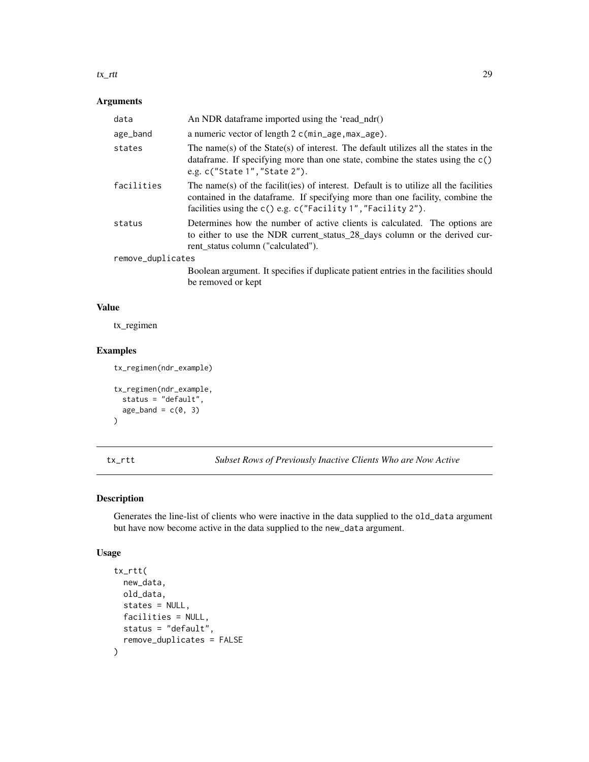## Arguments

| | |
|---|---|
| `data` | An NDR dataframe imported using the 'read_ndr() |
| `age_band` | a numeric vector of length 2 `c(min_age,max_age)`. |
| `states` | The name(s) of the State(s) of interest. The default utilizes all the states in the dataframe. If specifying more than one state, combine the states using the `c()` e.g. `c("State 1","State 2")`. |
| `facilities` | The name(s) of the facilit(ies) of interest. Default is to utilize all the facilities contained in the dataframe. If specifying more than one facility, combine the facilities using the `c()` e.g. `c("Facility 1","Facility 2")`. |
| `status` | Determines how the number of active clients is calculated. The options are to either to use the NDR current_status_28_days column or the derived current_status column ("calculated"). |
| `remove_duplicates` | Boolean argument. It specifies if duplicate patient entries in the facilities should be removed or kept |

## Value

tx_regimen

## Examples

```
tx_regimen(ndr_example)

tx_regimen(ndr_example,
  status = "default",
  age_band = c(0, 3)
)
```

---

# tx_rtt — *Subset Rows of Previously Inactive Clients Who are Now Active*

## Description

Generates the line-list of clients who were inactive in the data supplied to the `old_data` argument but have now become active in the data supplied to the `new_data` argument.

## Usage

```
tx_rtt(
  new_data,
  old_data,
  states = NULL,
  facilities = NULL,
  status = "default",
  remove_duplicates = FALSE
)
```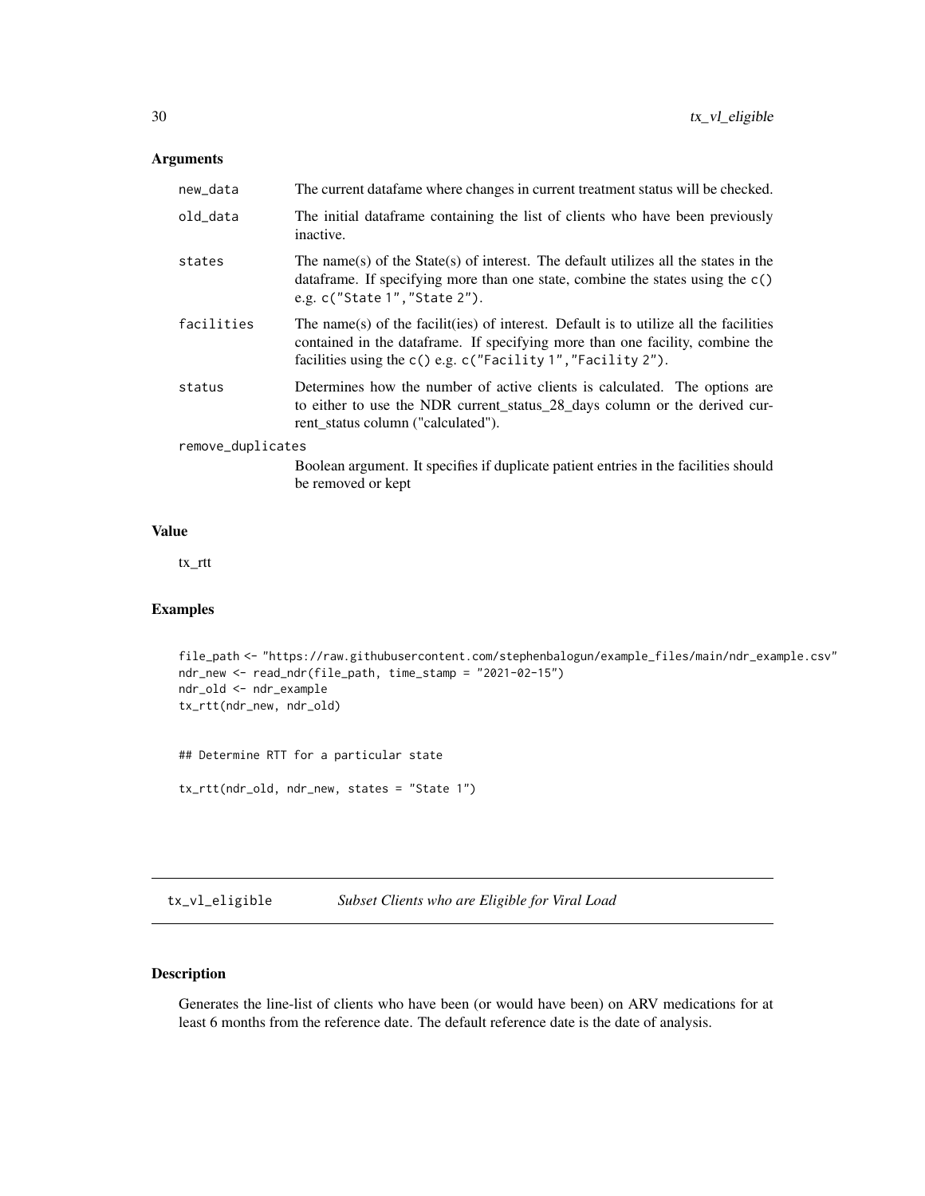### Arguments

| | |
|---|---|
| new_data | The current datafame where changes in current treatment status will be checked. |
| old_data | The initial dataframe containing the list of clients who have been previously inactive. |
| states | The name(s) of the State(s) of interest. The default utilizes all the states in the dataframe. If specifying more than one state, combine the states using the `c()` e.g. `c("State 1","State 2")`. |
| facilities | The name(s) of the facilit(ies) of interest. Default is to utilize all the facilities contained in the dataframe. If specifying more than one facility, combine the facilities using the `c()` e.g. `c("Facility 1","Facility 2")`. |
| status | Determines how the number of active clients is calculated. The options are to either to use the NDR current_status_28_days column or the derived current_status column ("calculated"). |
| remove_duplicates | Boolean argument. It specifies if duplicate patient entries in the facilities should be removed or kept |

### Value

tx_rtt

### Examples

```
file_path <- "https://raw.githubusercontent.com/stephenbalogun/example_files/main/ndr_example.csv"
ndr_new <- read_ndr(file_path, time_stamp = "2021-02-15")
ndr_old <- ndr_example
tx_rtt(ndr_new, ndr_old)


## Determine RTT for a particular state

tx_rtt(ndr_old, ndr_new, states = "State 1")
```

---

## tx_vl_eligible *Subset Clients who are Eligible for Viral Load*

---

### Description

Generates the line-list of clients who have been (or would have been) on ARV medications for at least 6 months from the reference date. The default reference date is the date of analysis.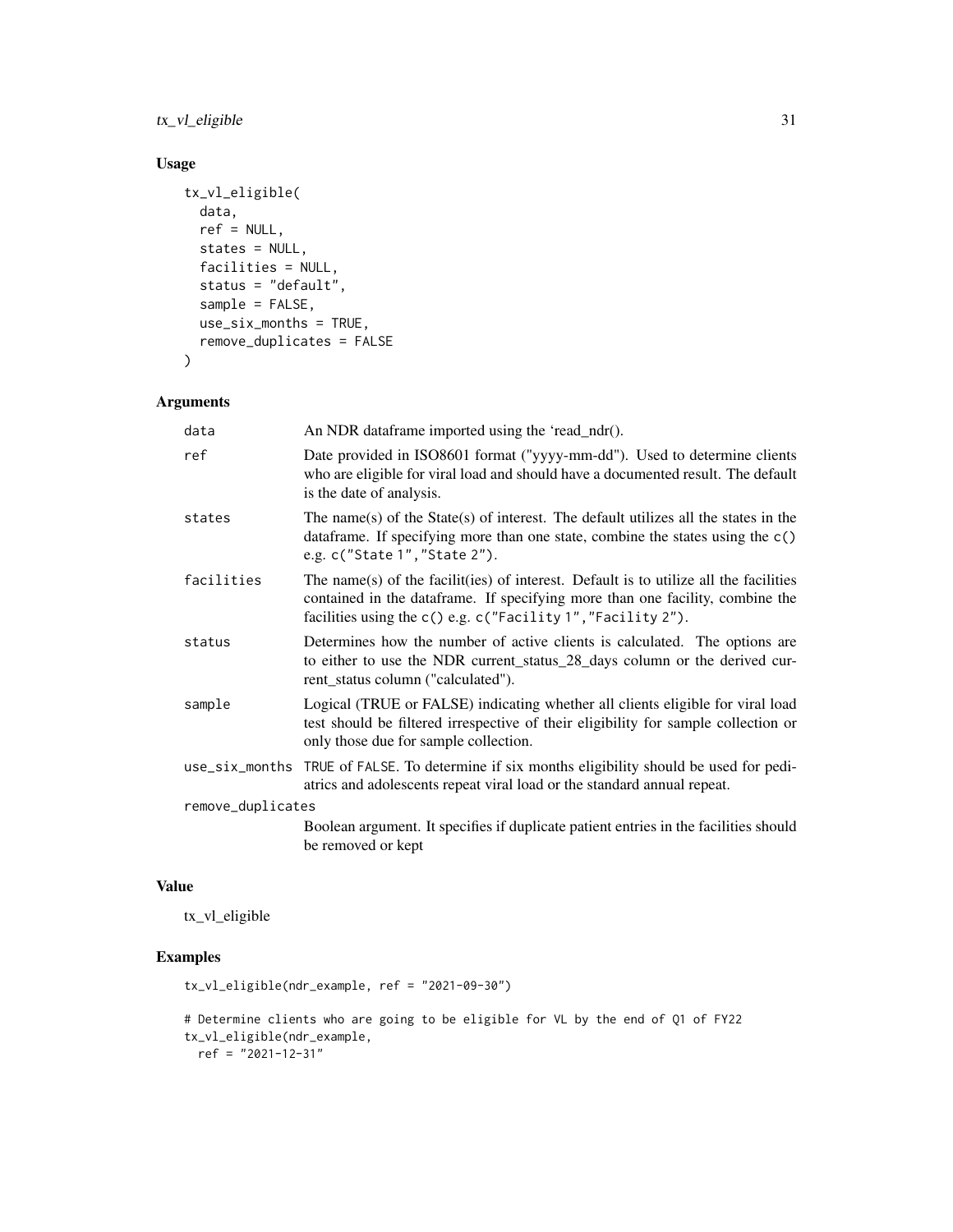## Usage

```
tx_vl_eligible(
  data,
  ref = NULL,
  states = NULL,
  facilities = NULL,
  status = "default",
  sample = FALSE,
  use_six_months = TRUE,
  remove_duplicates = FALSE
)
```

## Arguments

| | |
|---|---|
| data | An NDR dataframe imported using the 'read_ndr(). |
| ref | Date provided in ISO8601 format ("yyyy-mm-dd"). Used to determine clients who are eligible for viral load and should have a documented result. The default is the date of analysis. |
| states | The name(s) of the State(s) of interest. The default utilizes all the states in the dataframe. If specifying more than one state, combine the states using the `c()` e.g. `c("State 1","State 2")`. |
| facilities | The name(s) of the facilit(ies) of interest. Default is to utilize all the facilities contained in the dataframe. If specifying more than one facility, combine the facilities using the `c()` e.g. `c("Facility 1","Facility 2")`. |
| status | Determines how the number of active clients is calculated. The options are to either to use the NDR current_status_28_days column or the derived current_status column ("calculated"). |
| sample | Logical (TRUE or FALSE) indicating whether all clients eligible for viral load test should be filtered irrespective of their eligibility for sample collection or only those due for sample collection. |
| use_six_months | `TRUE` of `FALSE`. To determine if six months eligibility should be used for pediatrics and adolescents repeat viral load or the standard annual repeat. |
| remove_duplicates | Boolean argument. It specifies if duplicate patient entries in the facilities should be removed or kept |

## Value

tx_vl_eligible

## Examples

```
tx_vl_eligible(ndr_example, ref = "2021-09-30")

# Determine clients who are going to be eligible for VL by the end of Q1 of FY22
tx_vl_eligible(ndr_example,
  ref = "2021-12-31"
```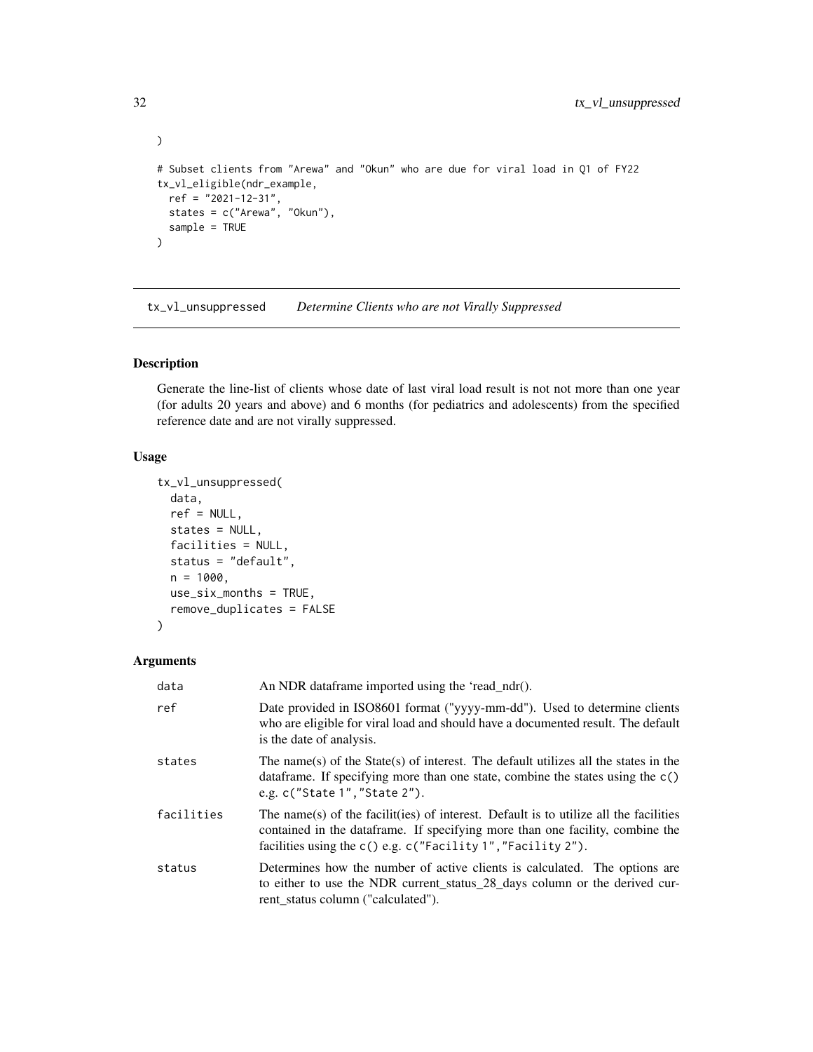```
)

# Subset clients from "Arewa" and "Okun" who are due for viral load in Q1 of FY22
tx_vl_eligible(ndr_example,
  ref = "2021-12-31",
  states = c("Arewa", "Okun"),
  sample = TRUE
)
```

## tx_vl_unsuppressed *Determine Clients who are not Virally Suppressed*

### Description

Generate the line-list of clients whose date of last viral load result is not not more than one year (for adults 20 years and above) and 6 months (for pediatrics and adolescents) from the specified reference date and are not virally suppressed.

### Usage

```
tx_vl_unsuppressed(
  data,
  ref = NULL,
  states = NULL,
  facilities = NULL,
  status = "default",
  n = 1000,
  use_six_months = TRUE,
  remove_duplicates = FALSE
)
```

### Arguments

| | |
|---|---|
| data | An NDR dataframe imported using the 'read_ndr(). |
| ref | Date provided in ISO8601 format ("yyyy-mm-dd"). Used to determine clients who are eligible for viral load and should have a documented result. The default is the date of analysis. |
| states | The name(s) of the State(s) of interest. The default utilizes all the states in the dataframe. If specifying more than one state, combine the states using the c() e.g. c("State 1","State 2"). |
| facilities | The name(s) of the facilit(ies) of interest. Default is to utilize all the facilities contained in the dataframe. If specifying more than one facility, combine the facilities using the c() e.g. c("Facility 1","Facility 2"). |
| status | Determines how the number of active clients is calculated. The options are to either to use the NDR current_status_28_days column or the derived current_status column ("calculated"). |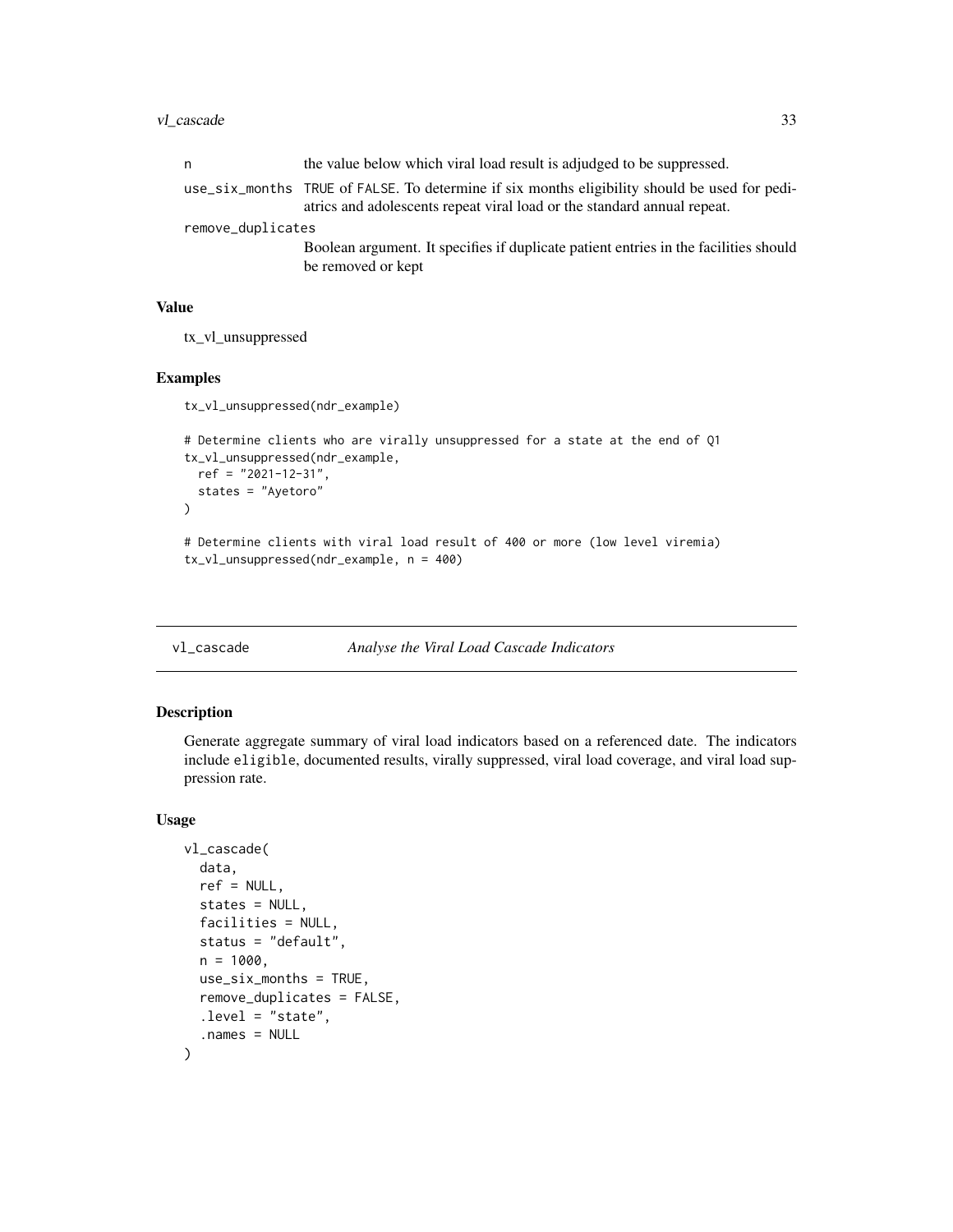| | |
|---|---|
| n | the value below which viral load result is adjudged to be suppressed. |
| use_six_months | TRUE of FALSE. To determine if six months eligibility should be used for pediatrics and adolescents repeat viral load or the standard annual repeat. |
| remove_duplicates | Boolean argument. It specifies if duplicate patient entries in the facilities should be removed or kept |

### Value

tx_vl_unsuppressed

### Examples

```
tx_vl_unsuppressed(ndr_example)

# Determine clients who are virally unsuppressed for a state at the end of Q1
tx_vl_unsuppressed(ndr_example,
  ref = "2021-12-31",
  states = "Ayetoro"
)

# Determine clients with viral load result of 400 or more (low level viremia)
tx_vl_unsuppressed(ndr_example, n = 400)
```

---

## vl_cascade — *Analyse the Viral Load Cascade Indicators*

### Description

Generate aggregate summary of viral load indicators based on a referenced date. The indicators include `eligible`, documented results, virally suppressed, viral load coverage, and viral load suppression rate.

### Usage

```
vl_cascade(
  data,
  ref = NULL,
  states = NULL,
  facilities = NULL,
  status = "default",
  n = 1000,
  use_six_months = TRUE,
  remove_duplicates = FALSE,
  .level = "state",
  .names = NULL
)
```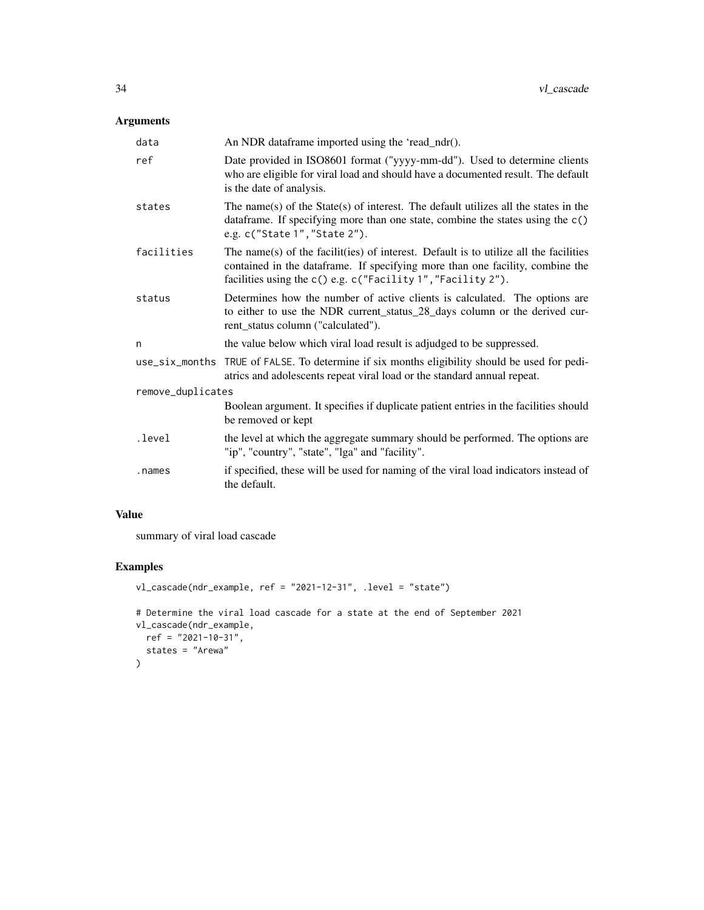## Arguments

| | |
|---|---|
| data | An NDR dataframe imported using the 'read_ndr(). |
| ref | Date provided in ISO8601 format ("yyyy-mm-dd"). Used to determine clients who are eligible for viral load and should have a documented result. The default is the date of analysis. |
| states | The name(s) of the State(s) of interest. The default utilizes all the states in the dataframe. If specifying more than one state, combine the states using the `c()` e.g. `c("State 1","State 2")`. |
| facilities | The name(s) of the facilit(ies) of interest. Default is to utilize all the facilities contained in the dataframe. If specifying more than one facility, combine the facilities using the `c()` e.g. `c("Facility 1","Facility 2")`. |
| status | Determines how the number of active clients is calculated. The options are to either to use the NDR current_status_28_days column or the derived current_status column ("calculated"). |
| n | the value below which viral load result is adjudged to be suppressed. |
| use_six_months | `TRUE` of `FALSE`. To determine if six months eligibility should be used for pediatrics and adolescents repeat viral load or the standard annual repeat. |
| remove_duplicates | Boolean argument. It specifies if duplicate patient entries in the facilities should be removed or kept |
| .level | the level at which the aggregate summary should be performed. The options are "ip", "country", "state", "lga" and "facility". |
| .names | if specified, these will be used for naming of the viral load indicators instead of the default. |

## Value

summary of viral load cascade

## Examples

```
vl_cascade(ndr_example, ref = "2021-12-31", .level = "state")

# Determine the viral load cascade for a state at the end of September 2021
vl_cascade(ndr_example,
  ref = "2021-10-31",
  states = "Arewa"
)
```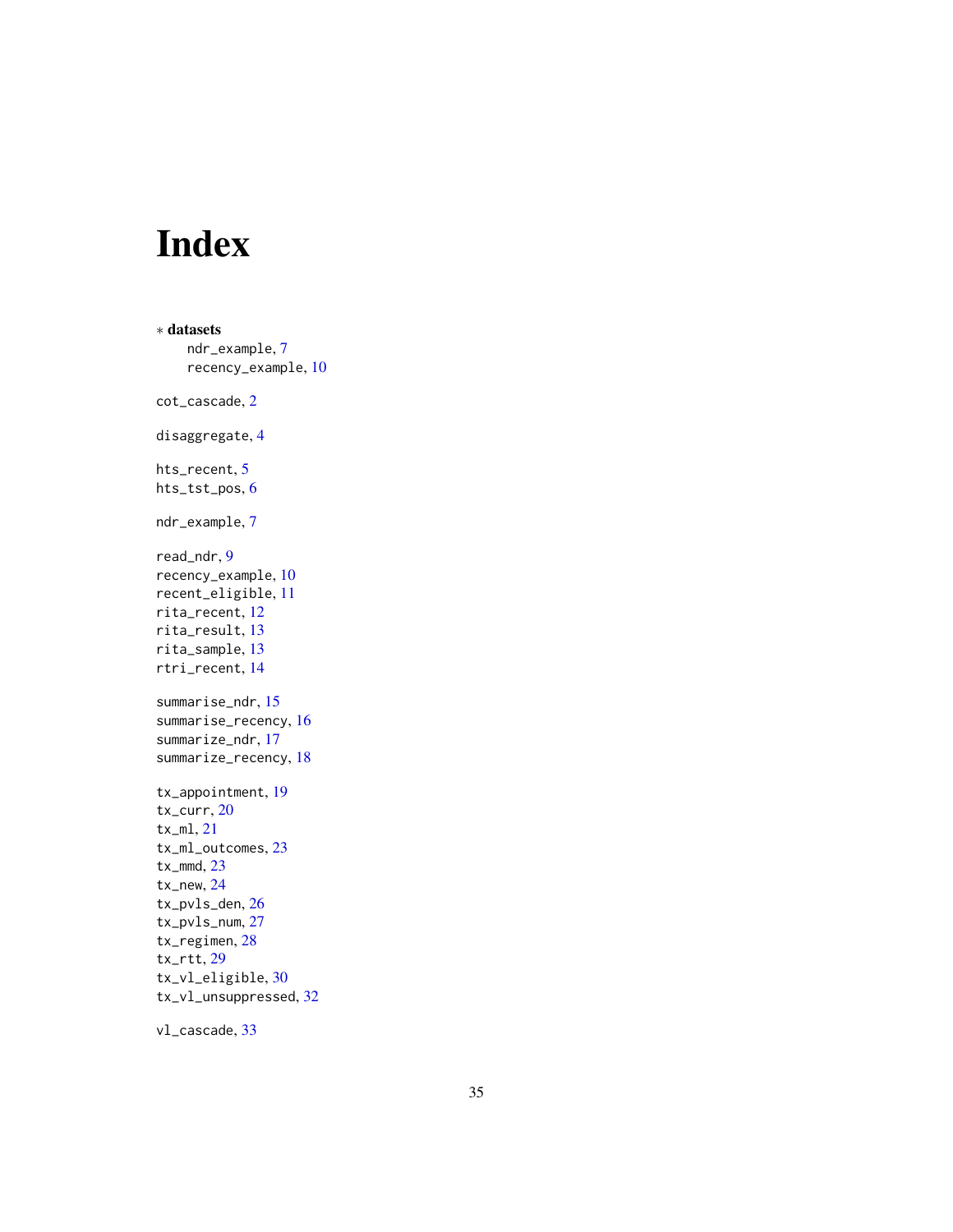# Index

∗ **datasets**
    ndr_example, 7
    recency_example, 10

cot_cascade, 2

disaggregate, 4

hts_recent, 5
hts_tst_pos, 6

ndr_example, 7

read_ndr, 9
recency_example, 10
recent_eligible, 11
rita_recent, 12
rita_result, 13
rita_sample, 13
rtri_recent, 14

summarise_ndr, 15
summarise_recency, 16
summarize_ndr, 17
summarize_recency, 18

tx_appointment, 19
tx_curr, 20
tx_ml, 21
tx_ml_outcomes, 23
tx_mmd, 23
tx_new, 24
tx_pvls_den, 26
tx_pvls_num, 27
tx_regimen, 28
tx_rtt, 29
tx_vl_eligible, 30
tx_vl_unsuppressed, 32

vl_cascade, 33